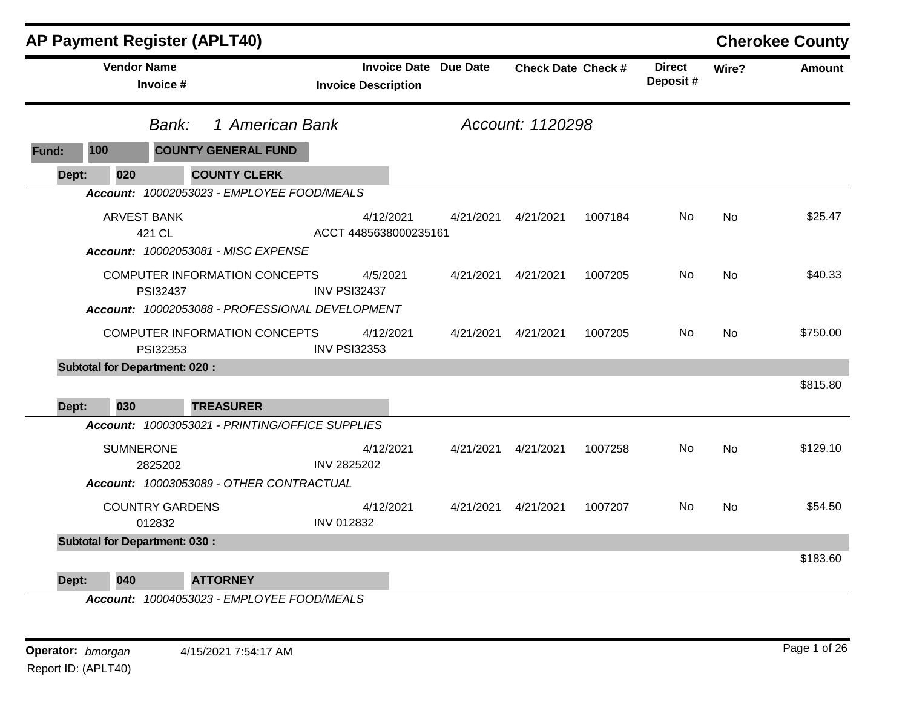# AP Payment Register (APLT40)

**Cherokee County**

*Bank: 1 American Bank* *Account: 1120298*

**Fund: 100 COUNTY GENERAL FUND**

**Dept: 020 COUNTY CLERK**

| Vendor Name / Invoice # | Invoice Date / Invoice Description | Due Date | Check Date | Check # | Direct Deposit # | Wire? | Amount |
|---|---|---|---|---|---|---|---|
| ***Account: 10002053023 - EMPLOYEE FOOD/MEALS*** | | | | | | | |
| ARVEST BANK<br>421 CL | 4/12/2021<br>ACCT 4485638000235161 | 4/21/2021 | 4/21/2021 | 1007184 | No | No | $25.47 |
| ***Account: 10002053081 - MISC EXPENSE*** | | | | | | | |
| COMPUTER INFORMATION CONCEPTS<br>PSI32437 | 4/5/2021<br>INV PSI32437 | 4/21/2021 | 4/21/2021 | 1007205 | No | No | $40.33 |
| ***Account: 10002053088 - PROFESSIONAL DEVELOPMENT*** | | | | | | | |
| COMPUTER INFORMATION CONCEPTS<br>PSI32353 | 4/12/2021<br>INV PSI32353 | 4/21/2021 | 4/21/2021 | 1007205 | No | No | $750.00 |
| **Subtotal for Department: 020 :** | | | | | | | $815.80 |

**Dept: 030 TREASURER**

| Vendor Name / Invoice # | Invoice Date / Invoice Description | Due Date | Check Date | Check # | Direct Deposit # | Wire? | Amount |
|---|---|---|---|---|---|---|---|
| ***Account: 10003053021 - PRINTING/OFFICE SUPPLIES*** | | | | | | | |
| SUMNERONE<br>2825202 | 4/12/2021<br>INV 2825202 | 4/21/2021 | 4/21/2021 | 1007258 | No | No | $129.10 |
| ***Account: 10003053089 - OTHER CONTRACTUAL*** | | | | | | | |
| COUNTRY GARDENS<br>012832 | 4/12/2021<br>INV 012832 | 4/21/2021 | 4/21/2021 | 1007207 | No | No | $54.50 |
| **Subtotal for Department: 030 :** | | | | | | | $183.60 |

**Dept: 040 ATTORNEY**

***Account: 10004053023 - EMPLOYEE FOOD/MEALS***

**Operator:** *bmorgan* 4/15/2021 7:54:17 AM

Report ID: (APLT40)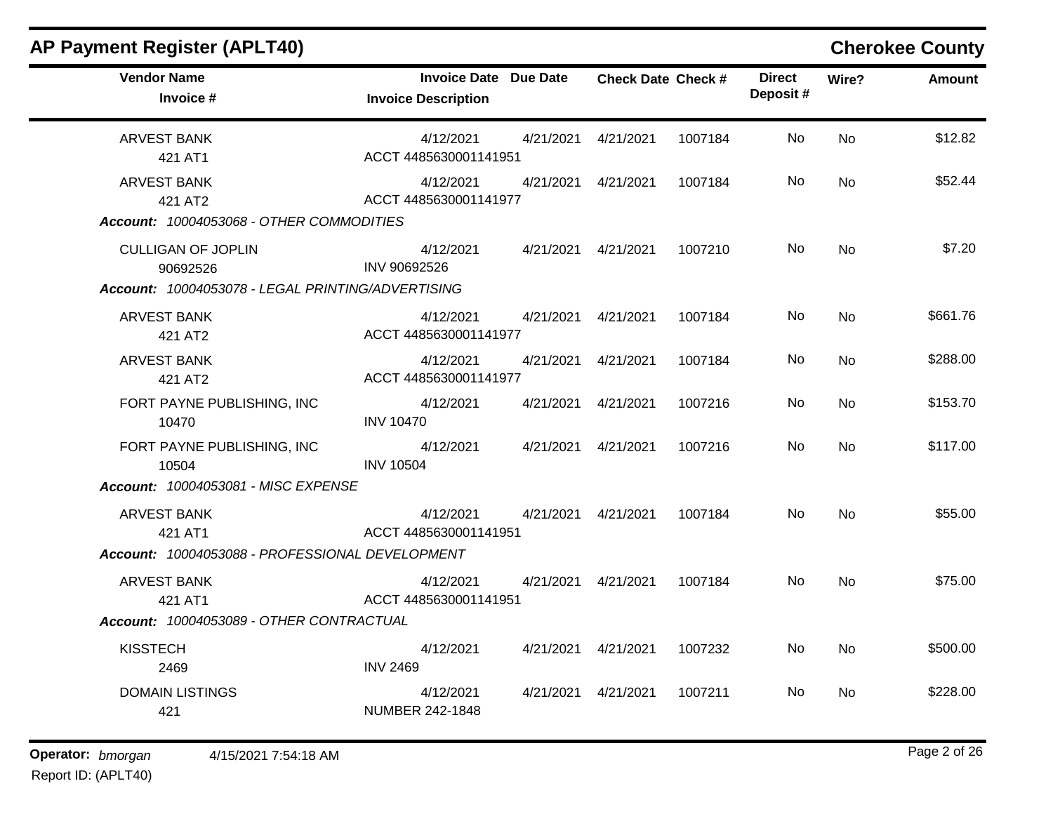## AP Payment Register (APLT40)

**Cherokee County**

| Vendor Name / Invoice # | Invoice Date / Invoice Description | Due Date | Check Date | Check # | Direct Deposit # | Wire? | Amount |
|---|---|---|---|---|---|---|---|
| ARVEST BANK<br>421 AT1 | 4/12/2021<br>ACCT 4485630001141951 | 4/21/2021 | 4/21/2021 | 1007184 | No | No | $12.82 |
| ARVEST BANK<br>421 AT2 | 4/12/2021<br>ACCT 4485630001141977 | 4/21/2021 | 4/21/2021 | 1007184 | No | No | $52.44 |
| ***Account:** 10004053068 - OTHER COMMODITIES* | | | | | | | |
| CULLIGAN OF JOPLIN<br>90692526 | 4/12/2021<br>INV 90692526 | 4/21/2021 | 4/21/2021 | 1007210 | No | No | $7.20 |
| ***Account:** 10004053078 - LEGAL PRINTING/ADVERTISING* | | | | | | | |
| ARVEST BANK<br>421 AT2 | 4/12/2021<br>ACCT 4485630001141977 | 4/21/2021 | 4/21/2021 | 1007184 | No | No | $661.76 |
| ARVEST BANK<br>421 AT2 | 4/12/2021<br>ACCT 4485630001141977 | 4/21/2021 | 4/21/2021 | 1007184 | No | No | $288.00 |
| FORT PAYNE PUBLISHING, INC<br>10470 | 4/12/2021<br>INV 10470 | 4/21/2021 | 4/21/2021 | 1007216 | No | No | $153.70 |
| FORT PAYNE PUBLISHING, INC<br>10504 | 4/12/2021<br>INV 10504 | 4/21/2021 | 4/21/2021 | 1007216 | No | No | $117.00 |
| ***Account:** 10004053081 - MISC EXPENSE* | | | | | | | |
| ARVEST BANK<br>421 AT1 | 4/12/2021<br>ACCT 4485630001141951 | 4/21/2021 | 4/21/2021 | 1007184 | No | No | $55.00 |
| ***Account:** 10004053088 - PROFESSIONAL DEVELOPMENT* | | | | | | | |
| ARVEST BANK<br>421 AT1 | 4/12/2021<br>ACCT 4485630001141951 | 4/21/2021 | 4/21/2021 | 1007184 | No | No | $75.00 |
| ***Account:** 10004053089 - OTHER CONTRACTUAL* | | | | | | | |
| KISSTECH<br>2469 | 4/12/2021<br>INV 2469 | 4/21/2021 | 4/21/2021 | 1007232 | No | No | $500.00 |
| DOMAIN LISTINGS<br>421 | 4/12/2021<br>NUMBER 242-1848 | 4/21/2021 | 4/21/2021 | 1007211 | No | No | $228.00 |

**Operator:** *bmorgan* 4/15/2021 7:54:18 AM

Report ID: (APLT40)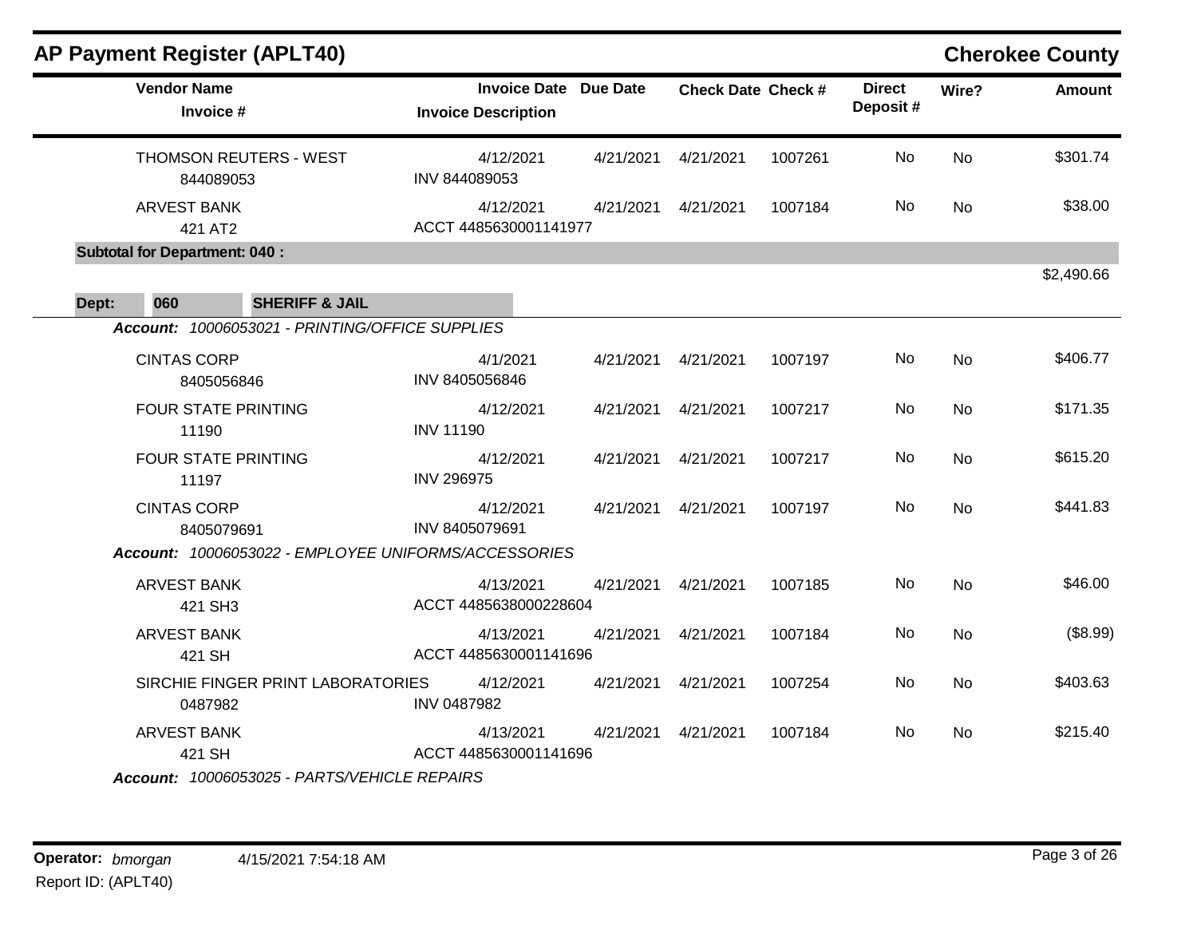## AP Payment Register (APLT40)

**Cherokee County**

| Vendor Name / Invoice # | Invoice Date / Invoice Description | Due Date | Check Date | Check # | Direct Deposit # | Wire? | Amount |
|---|---|---|---|---|---|---|---|
| THOMSON REUTERS - WEST<br>844089053 | 4/12/2021<br>INV 844089053 | 4/21/2021 | 4/21/2021 | 1007261 | No | No | $301.74 |
| ARVEST BANK<br>421 AT2 | 4/12/2021<br>ACCT 4485630001141977 | 4/21/2021 | 4/21/2021 | 1007184 | No | No | $38.00 |
| **Subtotal for Department: 040 :** | | | | | | | $2,490.66 |

**Dept: 060 SHERIFF & JAIL**

***Account:*** *10006053021 - PRINTING/OFFICE SUPPLIES*

| Vendor Name / Invoice # | Invoice Date / Invoice Description | Due Date | Check Date | Check # | Direct Deposit # | Wire? | Amount |
|---|---|---|---|---|---|---|---|
| CINTAS CORP<br>8405056846 | 4/1/2021<br>INV 8405056846 | 4/21/2021 | 4/21/2021 | 1007197 | No | No | $406.77 |
| FOUR STATE PRINTING<br>11190 | 4/12/2021<br>INV 11190 | 4/21/2021 | 4/21/2021 | 1007217 | No | No | $171.35 |
| FOUR STATE PRINTING<br>11197 | 4/12/2021<br>INV 296975 | 4/21/2021 | 4/21/2021 | 1007217 | No | No | $615.20 |
| CINTAS CORP<br>8405079691 | 4/12/2021<br>INV 8405079691 | 4/21/2021 | 4/21/2021 | 1007197 | No | No | $441.83 |

***Account:*** *10006053022 - EMPLOYEE UNIFORMS/ACCESSORIES*

| Vendor Name / Invoice # | Invoice Date / Invoice Description | Due Date | Check Date | Check # | Direct Deposit # | Wire? | Amount |
|---|---|---|---|---|---|---|---|
| ARVEST BANK<br>421 SH3 | 4/13/2021<br>ACCT 4485638000228604 | 4/21/2021 | 4/21/2021 | 1007185 | No | No | $46.00 |
| ARVEST BANK<br>421 SH | 4/13/2021<br>ACCT 4485630001141696 | 4/21/2021 | 4/21/2021 | 1007184 | No | No | ($8.99) |
| SIRCHIE FINGER PRINT LABORATORIES<br>0487982 | 4/12/2021<br>INV 0487982 | 4/21/2021 | 4/21/2021 | 1007254 | No | No | $403.63 |
| ARVEST BANK<br>421 SH | 4/13/2021<br>ACCT 4485630001141696 | 4/21/2021 | 4/21/2021 | 1007184 | No | No | $215.40 |

***Account:*** *10006053025 - PARTS/VEHICLE REPAIRS*

**Operator:** *bmorgan* 4/15/2021 7:54:18 AM

Report ID: (APLT40)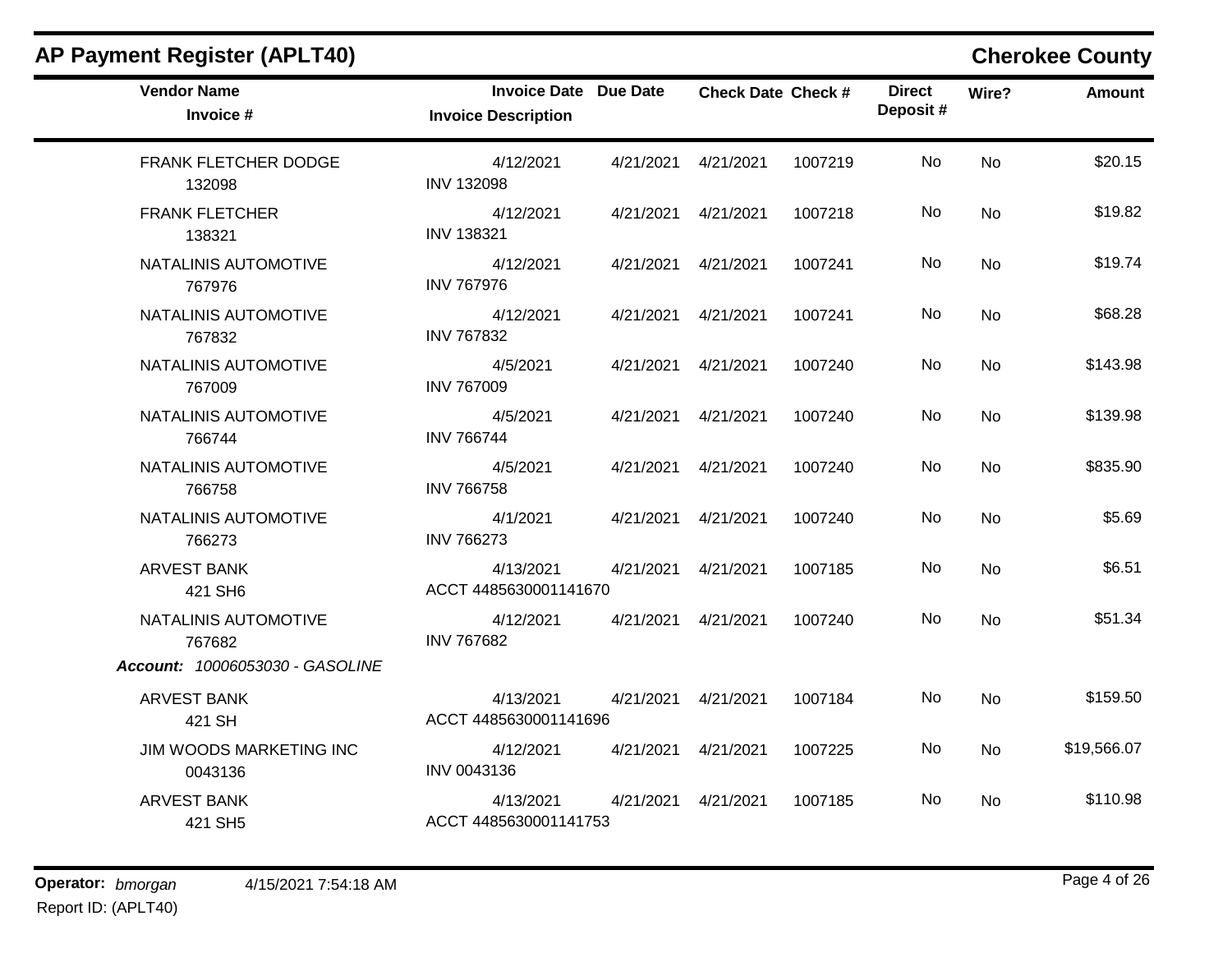## AP Payment Register (APLT40)

**Cherokee County**

| Vendor Name / Invoice # | Invoice Date / Invoice Description | Due Date | Check Date | Check # | Direct Deposit # | Wire? | Amount |
|---|---|---|---|---|---|---|---|
| FRANK FLETCHER DODGE<br>132098 | 4/12/2021<br>INV 132098 | 4/21/2021 | 4/21/2021 | 1007219 | No | No | $20.15 |
| FRANK FLETCHER<br>138321 | 4/12/2021<br>INV 138321 | 4/21/2021 | 4/21/2021 | 1007218 | No | No | $19.82 |
| NATALINIS AUTOMOTIVE<br>767976 | 4/12/2021<br>INV 767976 | 4/21/2021 | 4/21/2021 | 1007241 | No | No | $19.74 |
| NATALINIS AUTOMOTIVE<br>767832 | 4/12/2021<br>INV 767832 | 4/21/2021 | 4/21/2021 | 1007241 | No | No | $68.28 |
| NATALINIS AUTOMOTIVE<br>767009 | 4/5/2021<br>INV 767009 | 4/21/2021 | 4/21/2021 | 1007240 | No | No | $143.98 |
| NATALINIS AUTOMOTIVE<br>766744 | 4/5/2021<br>INV 766744 | 4/21/2021 | 4/21/2021 | 1007240 | No | No | $139.98 |
| NATALINIS AUTOMOTIVE<br>766758 | 4/5/2021<br>INV 766758 | 4/21/2021 | 4/21/2021 | 1007240 | No | No | $835.90 |
| NATALINIS AUTOMOTIVE<br>766273 | 4/1/2021<br>INV 766273 | 4/21/2021 | 4/21/2021 | 1007240 | No | No | $5.69 |
| ARVEST BANK<br>421 SH6 | 4/13/2021<br>ACCT 4485630001141670 | 4/21/2021 | 4/21/2021 | 1007185 | No | No | $6.51 |
| NATALINIS AUTOMOTIVE<br>767682 | 4/12/2021<br>INV 767682 | 4/21/2021 | 4/21/2021 | 1007240 | No | No | $51.34 |

***Account:** 10006053030 - GASOLINE*

| Vendor Name / Invoice # | Invoice Date / Invoice Description | Due Date | Check Date | Check # | Direct Deposit # | Wire? | Amount |
|---|---|---|---|---|---|---|---|
| ARVEST BANK<br>421 SH | 4/13/2021<br>ACCT 4485630001141696 | 4/21/2021 | 4/21/2021 | 1007184 | No | No | $159.50 |
| JIM WOODS MARKETING INC<br>0043136 | 4/12/2021<br>INV 0043136 | 4/21/2021 | 4/21/2021 | 1007225 | No | No | $19,566.07 |
| ARVEST BANK<br>421 SH5 | 4/13/2021<br>ACCT 4485630001141753 | 4/21/2021 | 4/21/2021 | 1007185 | No | No | $110.98 |

**Operator:** *bmorgan* 4/15/2021 7:54:18 AM

Report ID: (APLT40)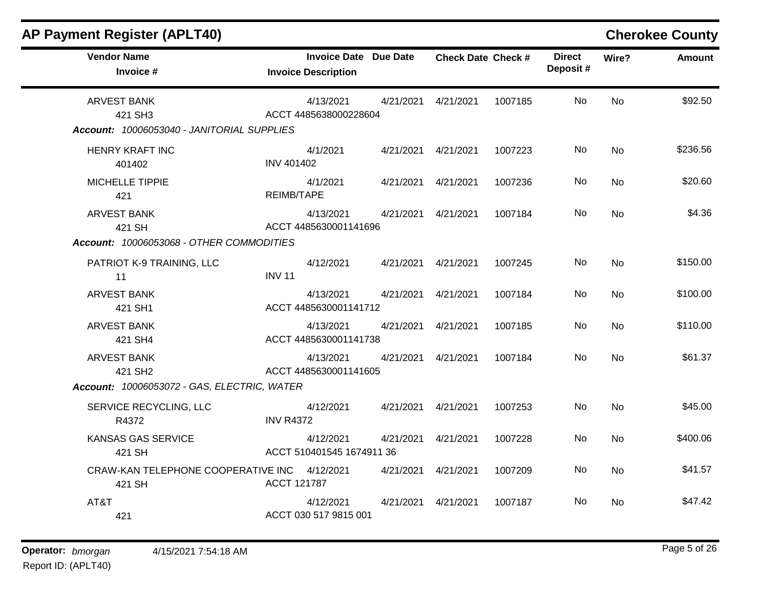## AP Payment Register (APLT40)

**Cherokee County**

| Vendor Name / Invoice # | Invoice Date / Invoice Description | Due Date | Check Date | Check # | Direct Deposit # | Wire? | Amount |
|---|---|---|---|---|---|---|---|
| ARVEST BANK | 4/13/2021 | 4/21/2021 | 4/21/2021 | 1007185 | No | No | $92.50 |
| 421 SH3 | ACCT 4485638000228604 | | | | | | |
| ***Account:* 10006053040 - JANITORIAL SUPPLIES** | | | | | | | |
| HENRY KRAFT INC | 4/1/2021 | 4/21/2021 | 4/21/2021 | 1007223 | No | No | $236.56 |
| 401402 | INV 401402 | | | | | | |
| MICHELLE TIPPIE | 4/1/2021 | 4/21/2021 | 4/21/2021 | 1007236 | No | No | $20.60 |
| 421 | REIMB/TAPE | | | | | | |
| ARVEST BANK | 4/13/2021 | 4/21/2021 | 4/21/2021 | 1007184 | No | No | $4.36 |
| 421 SH | ACCT 4485630001141696 | | | | | | |
| ***Account:* 10006053068 - OTHER COMMODITIES** | | | | | | | |
| PATRIOT K-9 TRAINING, LLC | 4/12/2021 | 4/21/2021 | 4/21/2021 | 1007245 | No | No | $150.00 |
| 11 | INV 11 | | | | | | |
| ARVEST BANK | 4/13/2021 | 4/21/2021 | 4/21/2021 | 1007184 | No | No | $100.00 |
| 421 SH1 | ACCT 4485630001141712 | | | | | | |
| ARVEST BANK | 4/13/2021 | 4/21/2021 | 4/21/2021 | 1007185 | No | No | $110.00 |
| 421 SH4 | ACCT 4485630001141738 | | | | | | |
| ARVEST BANK | 4/13/2021 | 4/21/2021 | 4/21/2021 | 1007184 | No | No | $61.37 |
| 421 SH2 | ACCT 4485630001141605 | | | | | | |
| ***Account:* 10006053072 - GAS, ELECTRIC, WATER** | | | | | | | |
| SERVICE RECYCLING, LLC | 4/12/2021 | 4/21/2021 | 4/21/2021 | 1007253 | No | No | $45.00 |
| R4372 | INV R4372 | | | | | | |
| KANSAS GAS SERVICE | 4/12/2021 | 4/21/2021 | 4/21/2021 | 1007228 | No | No | $400.06 |
| 421 SH | ACCT 510401545 1674911 36 | | | | | | |
| CRAW-KAN TELEPHONE COOPERATIVE INC | 4/12/2021 | 4/21/2021 | 4/21/2021 | 1007209 | No | No | $41.57 |
| 421 SH | ACCT 121787 | | | | | | |
| AT&T | 4/12/2021 | 4/21/2021 | 4/21/2021 | 1007187 | No | No | $47.42 |
| 421 | ACCT 030 517 9815 001 | | | | | | |

**Operator:** *bmorgan* 4/15/2021 7:54:18 AM

Report ID: (APLT40)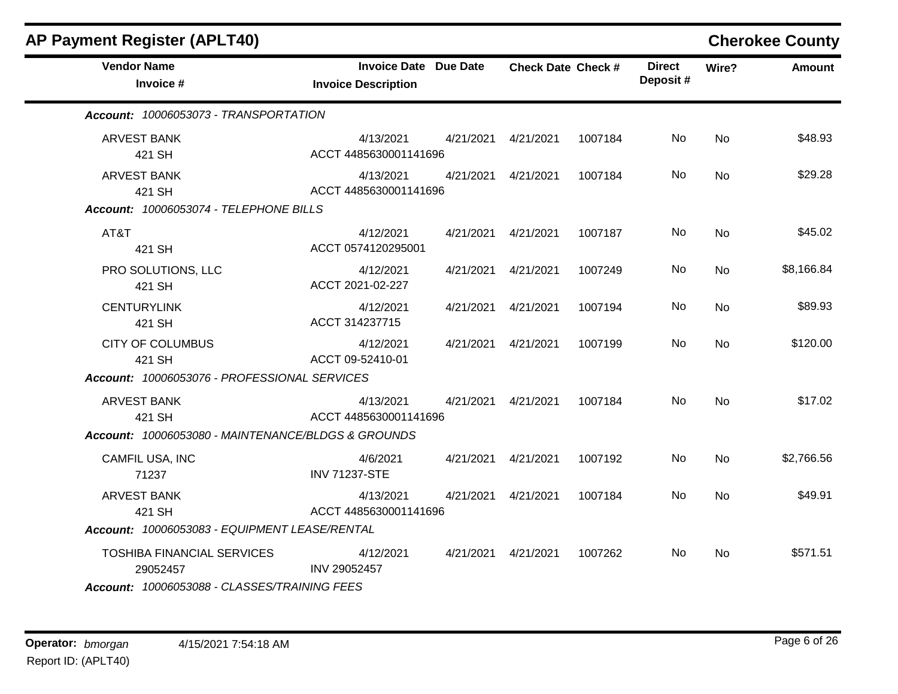## AP Payment Register (APLT40)

**Cherokee County**

| Vendor Name / Invoice # | Invoice Date / Invoice Description | Due Date | Check Date | Check # | Direct Deposit # | Wire? | Amount |
|---|---|---|---|---|---|---|---|
| ***Account: 10006053073 - TRANSPORTATION*** | | | | | | | |
| ARVEST BANK<br>421 SH | 4/13/2021<br>ACCT 4485630001141696 | 4/21/2021 | 4/21/2021 | 1007184 | No | No | $48.93 |
| ARVEST BANK<br>421 SH | 4/13/2021<br>ACCT 4485630001141696 | 4/21/2021 | 4/21/2021 | 1007184 | No | No | $29.28 |
| ***Account: 10006053074 - TELEPHONE BILLS*** | | | | | | | |
| AT&T<br>421 SH | 4/12/2021<br>ACCT 0574120295001 | 4/21/2021 | 4/21/2021 | 1007187 | No | No | $45.02 |
| PRO SOLUTIONS, LLC<br>421 SH | 4/12/2021<br>ACCT 2021-02-227 | 4/21/2021 | 4/21/2021 | 1007249 | No | No | $8,166.84 |
| CENTURYLINK<br>421 SH | 4/12/2021<br>ACCT 314237715 | 4/21/2021 | 4/21/2021 | 1007194 | No | No | $89.93 |
| CITY OF COLUMBUS<br>421 SH | 4/12/2021<br>ACCT 09-52410-01 | 4/21/2021 | 4/21/2021 | 1007199 | No | No | $120.00 |
| ***Account: 10006053076 - PROFESSIONAL SERVICES*** | | | | | | | |
| ARVEST BANK<br>421 SH | 4/13/2021<br>ACCT 4485630001141696 | 4/21/2021 | 4/21/2021 | 1007184 | No | No | $17.02 |
| ***Account: 10006053080 - MAINTENANCE/BLDGS & GROUNDS*** | | | | | | | |
| CAMFIL USA, INC<br>71237 | 4/6/2021<br>INV 71237-STE | 4/21/2021 | 4/21/2021 | 1007192 | No | No | $2,766.56 |
| ARVEST BANK<br>421 SH | 4/13/2021<br>ACCT 4485630001141696 | 4/21/2021 | 4/21/2021 | 1007184 | No | No | $49.91 |
| ***Account: 10006053083 - EQUIPMENT LEASE/RENTAL*** | | | | | | | |
| TOSHIBA FINANCIAL SERVICES<br>29052457 | 4/12/2021<br>INV 29052457 | 4/21/2021 | 4/21/2021 | 1007262 | No | No | $571.51 |
| ***Account: 10006053088 - CLASSES/TRAINING FEES*** | | | | | | | |

**Operator:** *bmorgan* 4/15/2021 7:54:18 AM
Report ID: (APLT40)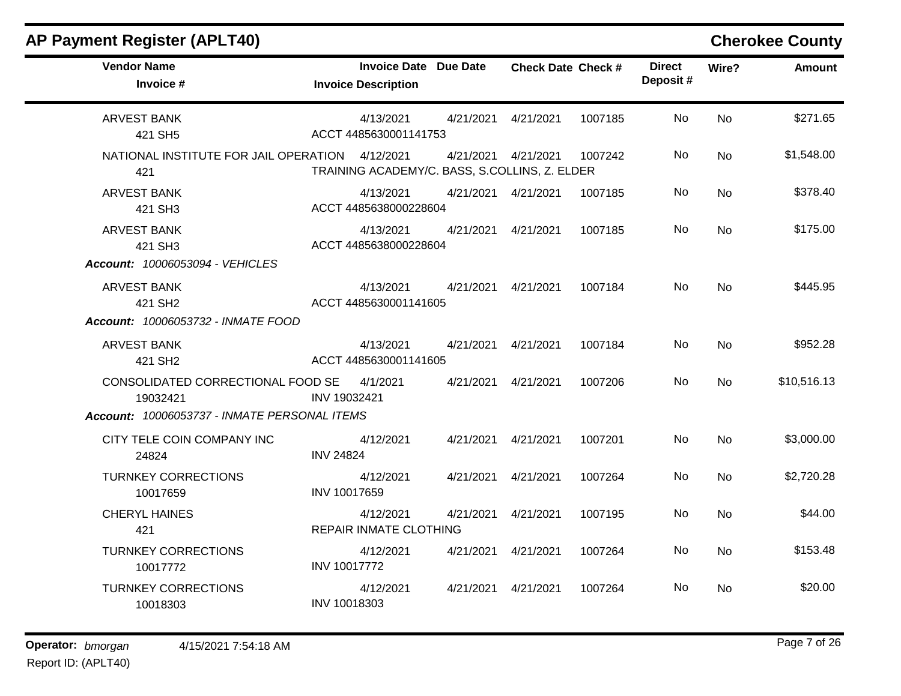## AP Payment Register (APLT40)

**Cherokee County**

| Vendor Name / Invoice # | Invoice Date / Invoice Description | Due Date | Check Date | Check # | Direct Deposit # | Wire? | Amount |
|---|---|---|---|---|---|---|---|
| ARVEST BANK<br>421 SH5 | 4/13/2021<br>ACCT 4485630001141753 | 4/21/2021 | 4/21/2021 | 1007185 | No | No | $271.65 |
| NATIONAL INSTITUTE FOR JAIL OPERATION<br>421 | 4/12/2021<br>TRAINING ACADEMY/C. BASS, S.COLLINS, Z. ELDER | 4/21/2021 | 4/21/2021 | 1007242 | No | No | $1,548.00 |
| ARVEST BANK<br>421 SH3 | 4/13/2021<br>ACCT 4485638000228604 | 4/21/2021 | 4/21/2021 | 1007185 | No | No | $378.40 |
| ARVEST BANK<br>421 SH3 | 4/13/2021<br>ACCT 4485638000228604 | 4/21/2021 | 4/21/2021 | 1007185 | No | No | $175.00 |
| ***Account:** 10006053094 - VEHICLES* | | | | | | | |
| ARVEST BANK<br>421 SH2 | 4/13/2021<br>ACCT 4485630001141605 | 4/21/2021 | 4/21/2021 | 1007184 | No | No | $445.95 |
| ***Account:** 10006053732 - INMATE FOOD* | | | | | | | |
| ARVEST BANK<br>421 SH2 | 4/13/2021<br>ACCT 4485630001141605 | 4/21/2021 | 4/21/2021 | 1007184 | No | No | $952.28 |
| CONSOLIDATED CORRECTIONAL FOOD SE<br>19032421 | 4/1/2021<br>INV 19032421 | 4/21/2021 | 4/21/2021 | 1007206 | No | No | $10,516.13 |
| ***Account:** 10006053737 - INMATE PERSONAL ITEMS* | | | | | | | |
| CITY TELE COIN COMPANY INC<br>24824 | 4/12/2021<br>INV 24824 | 4/21/2021 | 4/21/2021 | 1007201 | No | No | $3,000.00 |
| TURNKEY CORRECTIONS<br>10017659 | 4/12/2021<br>INV 10017659 | 4/21/2021 | 4/21/2021 | 1007264 | No | No | $2,720.28 |
| CHERYL HAINES<br>421 | 4/12/2021<br>REPAIR INMATE CLOTHING | 4/21/2021 | 4/21/2021 | 1007195 | No | No | $44.00 |
| TURNKEY CORRECTIONS<br>10017772 | 4/12/2021<br>INV 10017772 | 4/21/2021 | 4/21/2021 | 1007264 | No | No | $153.48 |
| TURNKEY CORRECTIONS<br>10018303 | 4/12/2021<br>INV 10018303 | 4/21/2021 | 4/21/2021 | 1007264 | No | No | $20.00 |

**Operator:** *bmorgan* 4/15/2021 7:54:18 AM
Report ID: (APLT40)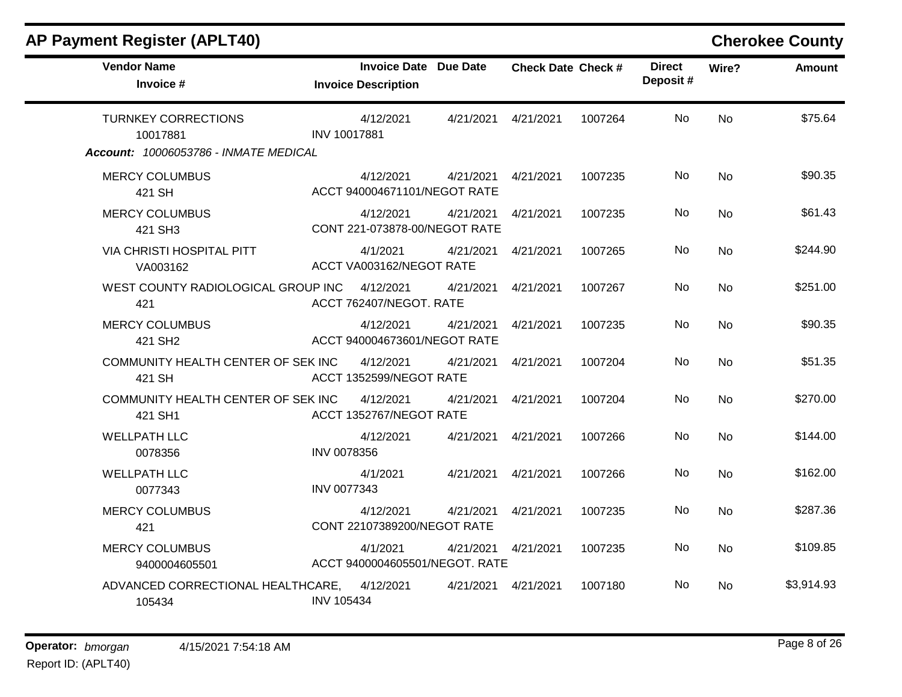## AP Payment Register (APLT40)

**Cherokee County**

| Vendor Name / Invoice # | Invoice Date / Invoice Description | Due Date | Check Date | Check # | Direct Deposit # | Wire? | Amount |
|---|---|---|---|---|---|---|---|
| TURNKEY CORRECTIONS<br>10017881 | 4/12/2021<br>INV 10017881 | 4/21/2021 | 4/21/2021 | 1007264 | No | No | $75.64 |
| ***Account:** 10006053786 - INMATE MEDICAL* | | | | | | | |
| MERCY COLUMBUS<br>421 SH | 4/12/2021<br>ACCT 940004671101/NEGOT RATE | 4/21/2021 | 4/21/2021 | 1007235 | No | No | $90.35 |
| MERCY COLUMBUS<br>421 SH3 | 4/12/2021<br>CONT 221-073878-00/NEGOT RATE | 4/21/2021 | 4/21/2021 | 1007235 | No | No | $61.43 |
| VIA CHRISTI HOSPITAL PITT<br>VA003162 | 4/1/2021<br>ACCT VA003162/NEGOT RATE | 4/21/2021 | 4/21/2021 | 1007265 | No | No | $244.90 |
| WEST COUNTY RADIOLOGICAL GROUP INC<br>421 | 4/12/2021<br>ACCT 762407/NEGOT. RATE | 4/21/2021 | 4/21/2021 | 1007267 | No | No | $251.00 |
| MERCY COLUMBUS<br>421 SH2 | 4/12/2021<br>ACCT 940004673601/NEGOT RATE | 4/21/2021 | 4/21/2021 | 1007235 | No | No | $90.35 |
| COMMUNITY HEALTH CENTER OF SEK INC<br>421 SH | 4/12/2021<br>ACCT 1352599/NEGOT RATE | 4/21/2021 | 4/21/2021 | 1007204 | No | No | $51.35 |
| COMMUNITY HEALTH CENTER OF SEK INC<br>421 SH1 | 4/12/2021<br>ACCT 1352767/NEGOT RATE | 4/21/2021 | 4/21/2021 | 1007204 | No | No | $270.00 |
| WELLPATH LLC<br>0078356 | 4/12/2021<br>INV 0078356 | 4/21/2021 | 4/21/2021 | 1007266 | No | No | $144.00 |
| WELLPATH LLC<br>0077343 | 4/1/2021<br>INV 0077343 | 4/21/2021 | 4/21/2021 | 1007266 | No | No | $162.00 |
| MERCY COLUMBUS<br>421 | 4/12/2021<br>CONT 22107389200/NEGOT RATE | 4/21/2021 | 4/21/2021 | 1007235 | No | No | $287.36 |
| MERCY COLUMBUS<br>9400004605501 | 4/1/2021<br>ACCT 9400004605501/NEGOT. RATE | 4/21/2021 | 4/21/2021 | 1007235 | No | No | $109.85 |
| ADVANCED CORRECTIONAL HEALTHCARE,<br>105434 | 4/12/2021<br>INV 105434 | 4/21/2021 | 4/21/2021 | 1007180 | No | No | $3,914.93 |

**Operator:** *bmorgan* 4/15/2021 7:54:18 AM

Report ID: (APLT40)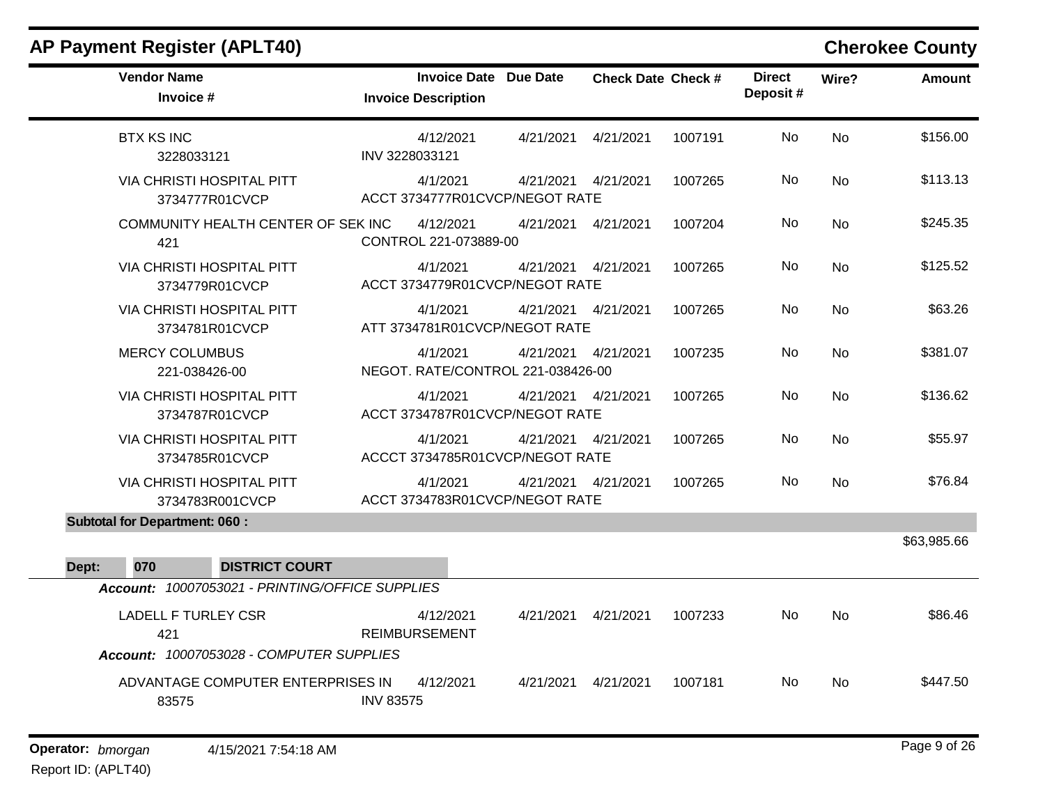## AP Payment Register (APLT40)

**Cherokee County**

| Vendor Name / Invoice # | Invoice Date / Invoice Description | Due Date | Check Date | Check # | Direct Deposit # | Wire? | Amount |
|---|---|---|---|---|---|---|---|
| BTX KS INC<br>3228033121 | 4/12/2021<br>INV 3228033121 | 4/21/2021 | 4/21/2021 | 1007191 | No | No | $156.00 |
| VIA CHRISTI HOSPITAL PITT<br>3734777R01CVCP | 4/1/2021<br>ACCT 3734777R01CVCP/NEGOT RATE | 4/21/2021 | 4/21/2021 | 1007265 | No | No | $113.13 |
| COMMUNITY HEALTH CENTER OF SEK INC<br>421 | 4/12/2021<br>CONTROL 221-073889-00 | 4/21/2021 | 4/21/2021 | 1007204 | No | No | $245.35 |
| VIA CHRISTI HOSPITAL PITT<br>3734779R01CVCP | 4/1/2021<br>ACCT 3734779R01CVCP/NEGOT RATE | 4/21/2021 | 4/21/2021 | 1007265 | No | No | $125.52 |
| VIA CHRISTI HOSPITAL PITT<br>3734781R01CVCP | 4/1/2021<br>ATT 3734781R01CVCP/NEGOT RATE | 4/21/2021 | 4/21/2021 | 1007265 | No | No | $63.26 |
| MERCY COLUMBUS<br>221-038426-00 | 4/1/2021<br>NEGOT. RATE/CONTROL 221-038426-00 | 4/21/2021 | 4/21/2021 | 1007235 | No | No | $381.07 |
| VIA CHRISTI HOSPITAL PITT<br>3734787R01CVCP | 4/1/2021<br>ACCT 3734787R01CVCP/NEGOT RATE | 4/21/2021 | 4/21/2021 | 1007265 | No | No | $136.62 |
| VIA CHRISTI HOSPITAL PITT<br>3734785R01CVCP | 4/1/2021<br>ACCCT 3734785R01CVCP/NEGOT RATE | 4/21/2021 | 4/21/2021 | 1007265 | No | No | $55.97 |
| VIA CHRISTI HOSPITAL PITT<br>3734783R001CVCP | 4/1/2021<br>ACCT 3734783R01CVCP/NEGOT RATE | 4/21/2021 | 4/21/2021 | 1007265 | No | No | $76.84 |
| **Subtotal for Department: 060 :** | | | | | | | $63,985.66 |

**Dept: 070 DISTRICT COURT**

***Account:*** *10007053021 - PRINTING/OFFICE SUPPLIES*

| Vendor Name / Invoice # | Invoice Date / Invoice Description | Due Date | Check Date | Check # | Direct Deposit # | Wire? | Amount |
|---|---|---|---|---|---|---|---|
| LADELL F TURLEY CSR<br>421 | 4/12/2021<br>REIMBURSEMENT | 4/21/2021 | 4/21/2021 | 1007233 | No | No | $86.46 |

***Account:*** *10007053028 - COMPUTER SUPPLIES*

| Vendor Name / Invoice # | Invoice Date / Invoice Description | Due Date | Check Date | Check # | Direct Deposit # | Wire? | Amount |
|---|---|---|---|---|---|---|---|
| ADVANTAGE COMPUTER ENTERPRISES IN<br>83575 | 4/12/2021<br>INV 83575 | 4/21/2021 | 4/21/2021 | 1007181 | No | No | $447.50 |

**Operator:** *bmorgan* 4/15/2021 7:54:18 AM

Report ID: (APLT40)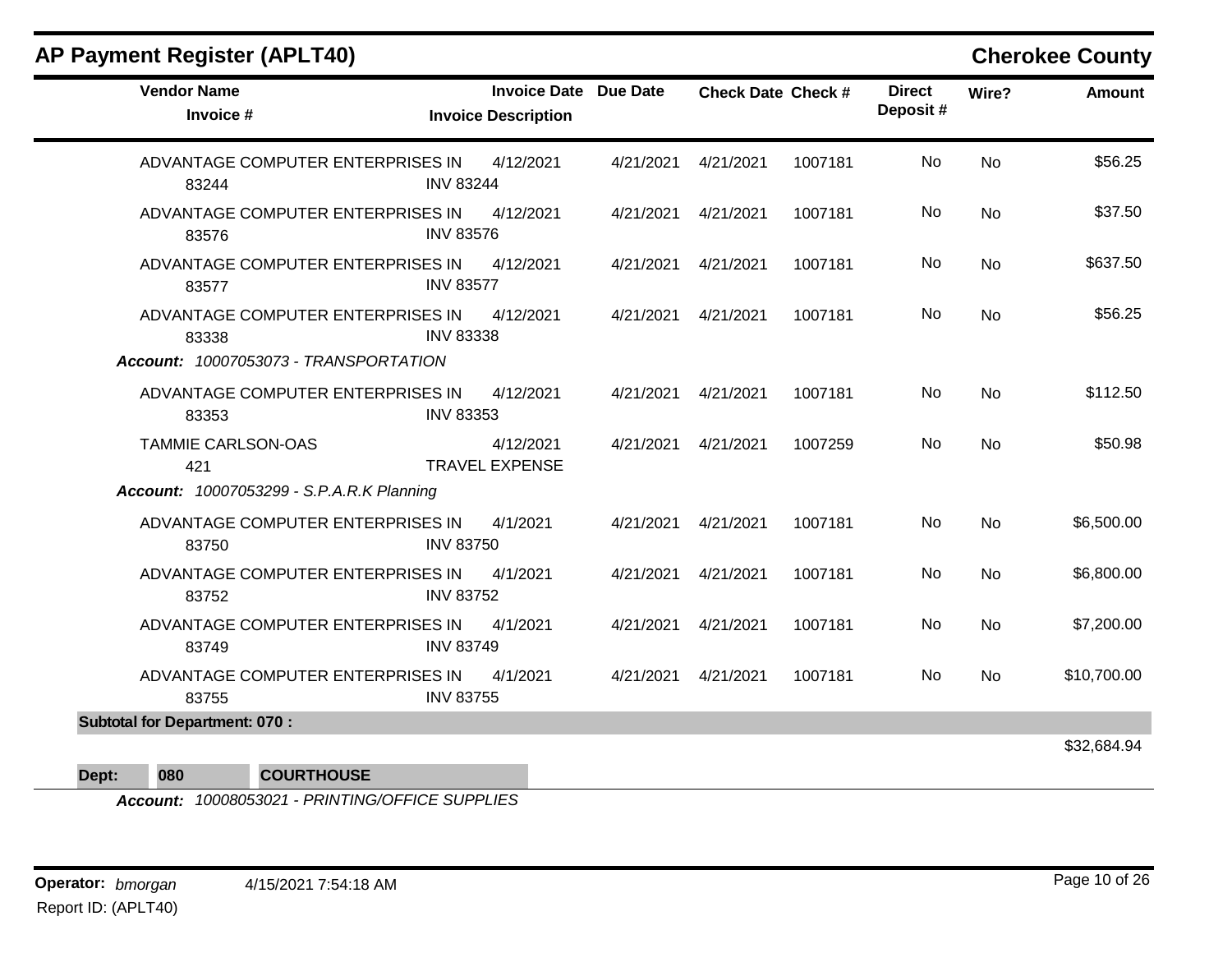## AP Payment Register (APLT40)

**Cherokee County**

| Vendor Name / Invoice # | Invoice Date / Invoice Description | Due Date | Check Date | Check # | Direct Deposit # | Wire? | Amount |
|---|---|---|---|---|---|---|---|
| ADVANTAGE COMPUTER ENTERPRISES IN 83244 | 4/12/2021 INV 83244 | 4/21/2021 | 4/21/2021 | 1007181 | No | No | $56.25 |
| ADVANTAGE COMPUTER ENTERPRISES IN 83576 | 4/12/2021 INV 83576 | 4/21/2021 | 4/21/2021 | 1007181 | No | No | $37.50 |
| ADVANTAGE COMPUTER ENTERPRISES IN 83577 | 4/12/2021 INV 83577 | 4/21/2021 | 4/21/2021 | 1007181 | No | No | $637.50 |
| ADVANTAGE COMPUTER ENTERPRISES IN 83338 | 4/12/2021 INV 83338 | 4/21/2021 | 4/21/2021 | 1007181 | No | No | $56.25 |
| ***Account:*** *10007053073 - TRANSPORTATION* | | | | | | | |
| ADVANTAGE COMPUTER ENTERPRISES IN 83353 | 4/12/2021 INV 83353 | 4/21/2021 | 4/21/2021 | 1007181 | No | No | $112.50 |
| TAMMIE CARLSON-OAS 421 | 4/12/2021 TRAVEL EXPENSE | 4/21/2021 | 4/21/2021 | 1007259 | No | No | $50.98 |
| ***Account:*** *10007053299 - S.P.A.R.K Planning* | | | | | | | |
| ADVANTAGE COMPUTER ENTERPRISES IN 83750 | 4/1/2021 INV 83750 | 4/21/2021 | 4/21/2021 | 1007181 | No | No | $6,500.00 |
| ADVANTAGE COMPUTER ENTERPRISES IN 83752 | 4/1/2021 INV 83752 | 4/21/2021 | 4/21/2021 | 1007181 | No | No | $6,800.00 |
| ADVANTAGE COMPUTER ENTERPRISES IN 83749 | 4/1/2021 INV 83749 | 4/21/2021 | 4/21/2021 | 1007181 | No | No | $7,200.00 |
| ADVANTAGE COMPUTER ENTERPRISES IN 83755 | 4/1/2021 INV 83755 | 4/21/2021 | 4/21/2021 | 1007181 | No | No | $10,700.00 |
| **Subtotal for Department: 070 :** | | | | | | | $32,684.94 |

**Dept: 080 COURTHOUSE**

***Account:*** *10008053021 - PRINTING/OFFICE SUPPLIES*

**Operator:** *bmorgan* 4/15/2021 7:54:18 AM

Report ID: (APLT40)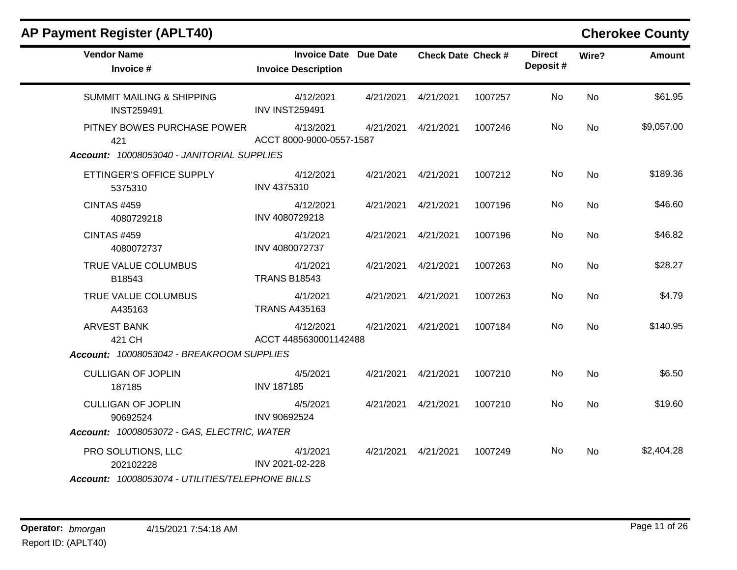## AP Payment Register (APLT40)

**Cherokee County**

| Vendor Name / Invoice # | Invoice Date / Invoice Description | Due Date | Check Date | Check # | Direct Deposit # | Wire? | Amount |
|---|---|---|---|---|---|---|---|
| SUMMIT MAILING & SHIPPING<br>INST259491 | 4/12/2021<br>INV INST259491 | 4/21/2021 | 4/21/2021 | 1007257 | No | No | $61.95 |
| PITNEY BOWES PURCHASE POWER<br>421 | 4/13/2021<br>ACCT 8000-9000-0557-1587 | 4/21/2021 | 4/21/2021 | 1007246 | No | No | $9,057.00 |
| ***Account:*** *10008053040 - JANITORIAL SUPPLIES* | | | | | | | |
| ETTINGER'S OFFICE SUPPLY<br>5375310 | 4/12/2021<br>INV 4375310 | 4/21/2021 | 4/21/2021 | 1007212 | No | No | $189.36 |
| CINTAS #459<br>4080729218 | 4/12/2021<br>INV 4080729218 | 4/21/2021 | 4/21/2021 | 1007196 | No | No | $46.60 |
| CINTAS #459<br>4080072737 | 4/1/2021<br>INV 4080072737 | 4/21/2021 | 4/21/2021 | 1007196 | No | No | $46.82 |
| TRUE VALUE COLUMBUS<br>B18543 | 4/1/2021<br>TRANS B18543 | 4/21/2021 | 4/21/2021 | 1007263 | No | No | $28.27 |
| TRUE VALUE COLUMBUS<br>A435163 | 4/1/2021<br>TRANS A435163 | 4/21/2021 | 4/21/2021 | 1007263 | No | No | $4.79 |
| ARVEST BANK<br>421 CH | 4/12/2021<br>ACCT 4485630001142488 | 4/21/2021 | 4/21/2021 | 1007184 | No | No | $140.95 |
| ***Account:*** *10008053042 - BREAKROOM SUPPLIES* | | | | | | | |
| CULLIGAN OF JOPLIN<br>187185 | 4/5/2021<br>INV 187185 | 4/21/2021 | 4/21/2021 | 1007210 | No | No | $6.50 |
| CULLIGAN OF JOPLIN<br>90692524 | 4/5/2021<br>INV 90692524 | 4/21/2021 | 4/21/2021 | 1007210 | No | No | $19.60 |
| ***Account:*** *10008053072 - GAS, ELECTRIC, WATER* | | | | | | | |
| PRO SOLUTIONS, LLC<br>202102228 | 4/1/2021<br>INV 2021-02-228 | 4/21/2021 | 4/21/2021 | 1007249 | No | No | $2,404.28 |
| ***Account:*** *10008053074 - UTILITIES/TELEPHONE BILLS* | | | | | | | |

**Operator:** *bmorgan* 4/15/2021 7:54:18 AM

Report ID: (APLT40)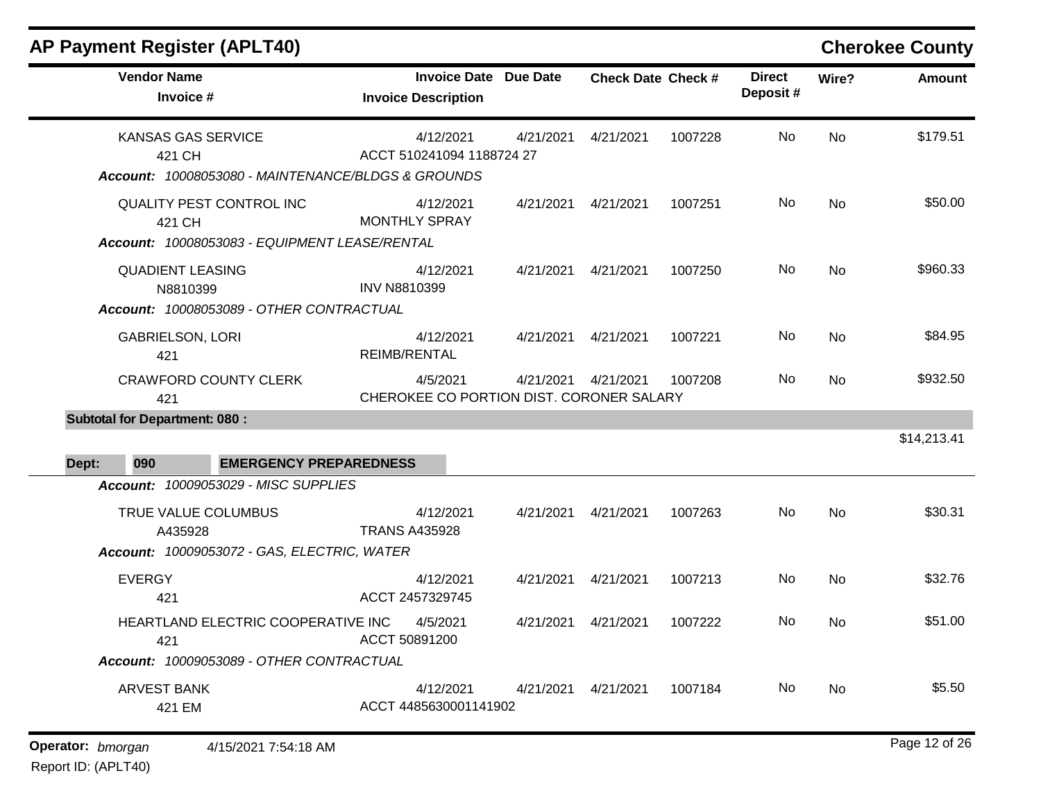# AP Payment Register (APLT40)

## Cherokee County

| Vendor Name / Invoice # | Invoice Date / Invoice Description | Due Date | Check Date | Check # | Direct Deposit # | Wire? | Amount |
|---|---|---|---|---|---|---|---|
| KANSAS GAS SERVICE<br>421 CH | 4/12/2021<br>ACCT 510241094 1188724 27 | 4/21/2021 | 4/21/2021 | 1007228 | No | No | $179.51 |
| ***Account:** 10008053080 - MAINTENANCE/BLDGS & GROUNDS* | | | | | | | |
| QUALITY PEST CONTROL INC<br>421 CH | 4/12/2021<br>MONTHLY SPRAY | 4/21/2021 | 4/21/2021 | 1007251 | No | No | $50.00 |
| ***Account:** 10008053083 - EQUIPMENT LEASE/RENTAL* | | | | | | | |
| QUADIENT LEASING<br>N8810399 | 4/12/2021<br>INV N8810399 | 4/21/2021 | 4/21/2021 | 1007250 | No | No | $960.33 |
| ***Account:** 10008053089 - OTHER CONTRACTUAL* | | | | | | | |
| GABRIELSON, LORI<br>421 | 4/12/2021<br>REIMB/RENTAL | 4/21/2021 | 4/21/2021 | 1007221 | No | No | $84.95 |
| CRAWFORD COUNTY CLERK<br>421 | 4/5/2021<br>CHEROKEE CO PORTION DIST. CORONER SALARY | 4/21/2021 | 4/21/2021 | 1007208 | No | No | $932.50 |
| **Subtotal for Department: 080 :** | | | | | | | $14,213.41 |
| **Dept: 090 EMERGENCY PREPAREDNESS** | | | | | | | |
| ***Account:** 10009053029 - MISC SUPPLIES* | | | | | | | |
| TRUE VALUE COLUMBUS<br>A435928 | 4/12/2021<br>TRANS A435928 | 4/21/2021 | 4/21/2021 | 1007263 | No | No | $30.31 |
| ***Account:** 10009053072 - GAS, ELECTRIC, WATER* | | | | | | | |
| EVERGY<br>421 | 4/12/2021<br>ACCT 2457329745 | 4/21/2021 | 4/21/2021 | 1007213 | No | No | $32.76 |
| HEARTLAND ELECTRIC COOPERATIVE INC<br>421 | 4/5/2021<br>ACCT 50891200 | 4/21/2021 | 4/21/2021 | 1007222 | No | No | $51.00 |
| ***Account:** 10009053089 - OTHER CONTRACTUAL* | | | | | | | |
| ARVEST BANK<br>421 EM | 4/12/2021<br>ACCT 4485630001141902 | 4/21/2021 | 4/21/2021 | 1007184 | No | No | $5.50 |

**Operator:** *bmorgan* 4/15/2021 7:54:18 AM

Report ID: (APLT40)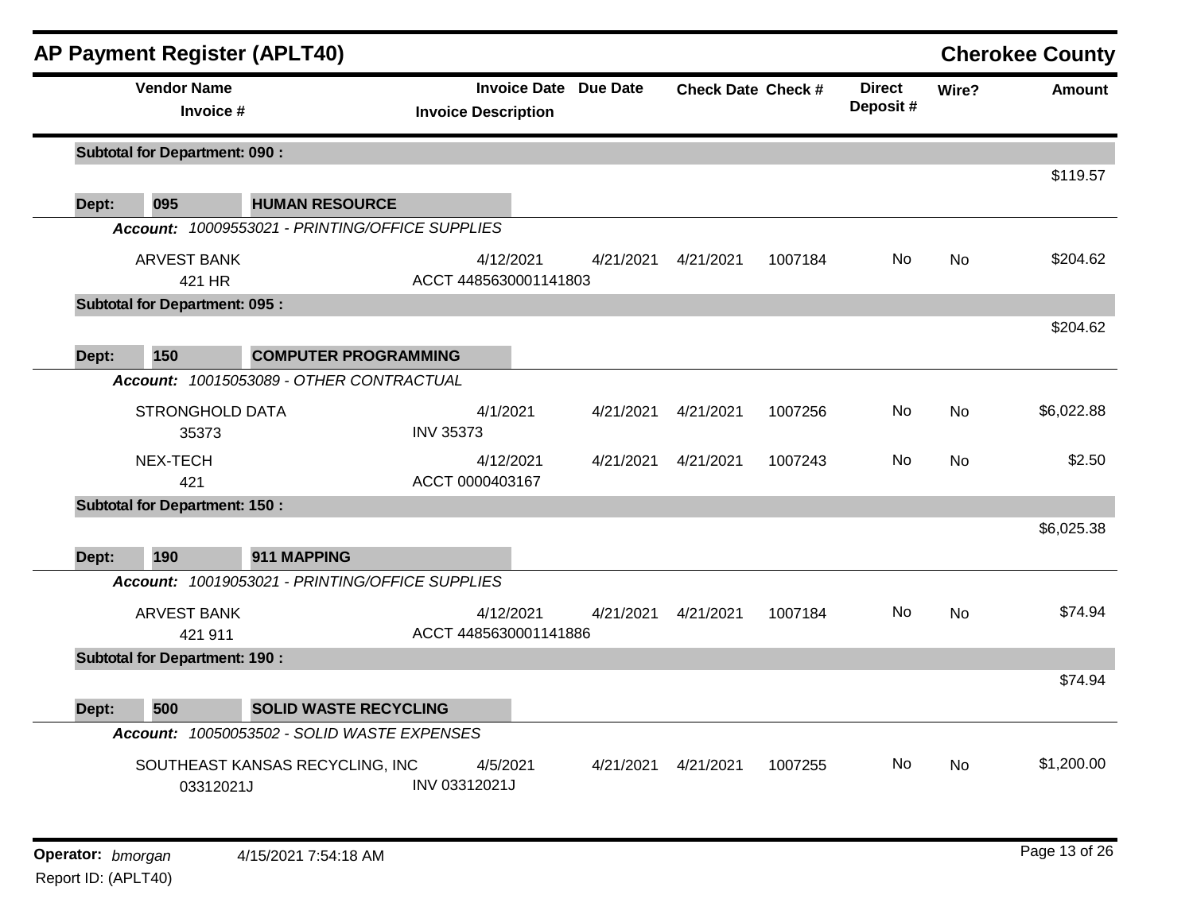# AP Payment Register (APLT40)

## Cherokee County

| Vendor Name / Invoice # | Invoice Date / Invoice Description | Due Date | Check Date | Check # | Direct Deposit # | Wire? | Amount |
|---|---|---|---|---|---|---|---|
| **Subtotal for Department: 090 :** | | | | | | | $119.57 |
| **Dept: 095 HUMAN RESOURCE** | | | | | | | |
| ***Account:*** *10009553021 - PRINTING/OFFICE SUPPLIES* | | | | | | | |
| ARVEST BANK<br>421 HR | 4/12/2021<br>ACCT 4485630001141803 | 4/21/2021 | 4/21/2021 | 1007184 | No | No | $204.62 |
| **Subtotal for Department: 095 :** | | | | | | | $204.62 |
| **Dept: 150 COMPUTER PROGRAMMING** | | | | | | | |
| ***Account:*** *10015053089 - OTHER CONTRACTUAL* | | | | | | | |
| STRONGHOLD DATA<br>35373 | 4/1/2021<br>INV 35373 | 4/21/2021 | 4/21/2021 | 1007256 | No | No | $6,022.88 |
| NEX-TECH<br>421 | 4/12/2021<br>ACCT 0000403167 | 4/21/2021 | 4/21/2021 | 1007243 | No | No | $2.50 |
| **Subtotal for Department: 150 :** | | | | | | | $6,025.38 |
| **Dept: 190 911 MAPPING** | | | | | | | |
| ***Account:*** *10019053021 - PRINTING/OFFICE SUPPLIES* | | | | | | | |
| ARVEST BANK<br>421 911 | 4/12/2021<br>ACCT 4485630001141886 | 4/21/2021 | 4/21/2021 | 1007184 | No | No | $74.94 |
| **Subtotal for Department: 190 :** | | | | | | | $74.94 |
| **Dept: 500 SOLID WASTE RECYCLING** | | | | | | | |
| ***Account:*** *10050053502 - SOLID WASTE EXPENSES* | | | | | | | |
| SOUTHEAST KANSAS RECYCLING, INC<br>03312021J | 4/5/2021<br>INV 03312021J | 4/21/2021 | 4/21/2021 | 1007255 | No | No | $1,200.00 |

**Operator:** *bmorgan* 4/15/2021 7:54:18 AM

Report ID: (APLT40)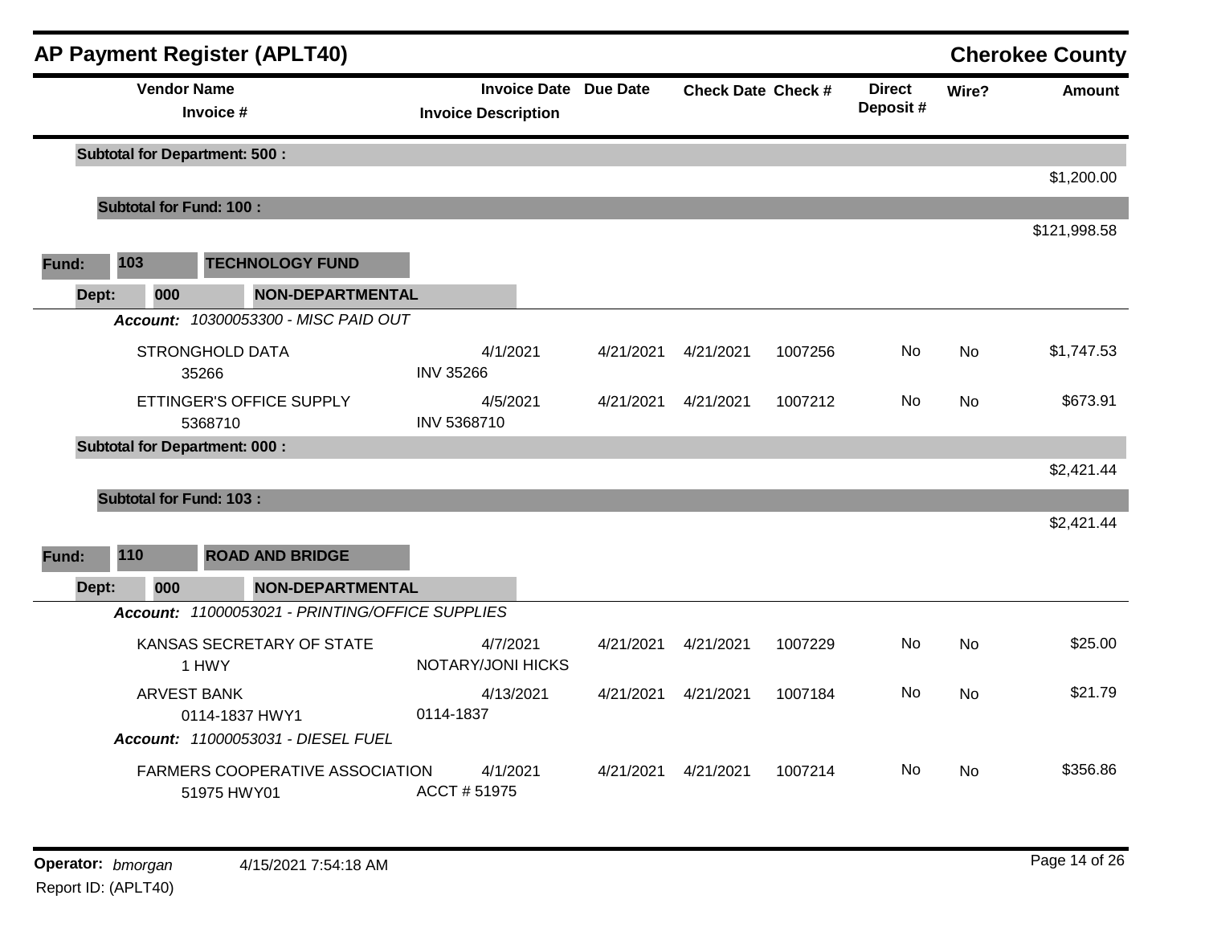# AP Payment Register (APLT40)

**Cherokee County**

| Vendor Name / Invoice # | Invoice Date / Invoice Description | Due Date | Check Date | Check # | Direct Deposit # | Wire? | Amount |
|---|---|---|---|---|---|---|---|
| **Subtotal for Department: 500 :** | | | | | | | $1,200.00 |
| **Subtotal for Fund: 100 :** | | | | | | | $121,998.58 |

**Fund: 103 TECHNOLOGY FUND**

**Dept: 000 NON-DEPARTMENTAL**

***Account:*** *10300053300 - MISC PAID OUT*

| Vendor Name / Invoice # | Invoice Date / Invoice Description | Due Date | Check Date | Check # | Direct Deposit # | Wire? | Amount |
|---|---|---|---|---|---|---|---|
| STRONGHOLD DATA<br>35266 | 4/1/2021<br>INV 35266 | 4/21/2021 | 4/21/2021 | 1007256 | No | No | $1,747.53 |
| ETTINGER'S OFFICE SUPPLY<br>5368710 | 4/5/2021<br>INV 5368710 | 4/21/2021 | 4/21/2021 | 1007212 | No | No | $673.91 |
| **Subtotal for Department: 000 :** | | | | | | | $2,421.44 |
| **Subtotal for Fund: 103 :** | | | | | | | $2,421.44 |

**Fund: 110 ROAD AND BRIDGE**

**Dept: 000 NON-DEPARTMENTAL**

***Account:*** *11000053021 - PRINTING/OFFICE SUPPLIES*

| Vendor Name / Invoice # | Invoice Date / Invoice Description | Due Date | Check Date | Check # | Direct Deposit # | Wire? | Amount |
|---|---|---|---|---|---|---|---|
| KANSAS SECRETARY OF STATE<br>1 HWY | 4/7/2021<br>NOTARY/JONI HICKS | 4/21/2021 | 4/21/2021 | 1007229 | No | No | $25.00 |
| ARVEST BANK<br>0114-1837 HWY1 | 4/13/2021<br>0114-1837 | 4/21/2021 | 4/21/2021 | 1007184 | No | No | $21.79 |

***Account:*** *11000053031 - DIESEL FUEL*

| Vendor Name / Invoice # | Invoice Date / Invoice Description | Due Date | Check Date | Check # | Direct Deposit # | Wire? | Amount |
|---|---|---|---|---|---|---|---|
| FARMERS COOPERATIVE ASSOCIATION<br>51975 HWY01 | 4/1/2021<br>ACCT # 51975 | 4/21/2021 | 4/21/2021 | 1007214 | No | No | $356.86 |

**Operator:** *bmorgan* 4/15/2021 7:54:18 AM

Report ID: (APLT40)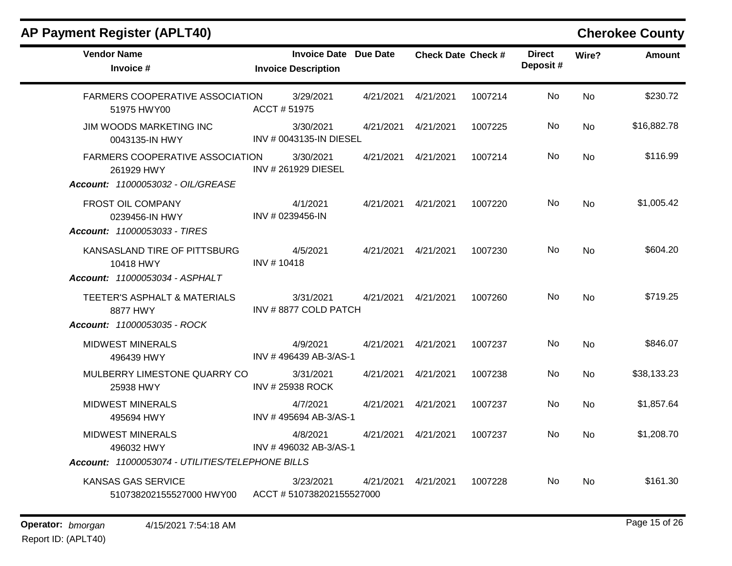# AP Payment Register (APLT40)

**Cherokee County**

| Vendor Name / Invoice # | Invoice Date / Invoice Description | Due Date | Check Date | Check # | Direct Deposit # | Wire? | Amount |
|---|---|---|---|---|---|---|---|
| FARMERS COOPERATIVE ASSOCIATION<br>51975 HWY00 | 3/29/2021<br>ACCT # 51975 | 4/21/2021 | 4/21/2021 | 1007214 | No | No | $230.72 |
| JIM WOODS MARKETING INC<br>0043135-IN HWY | 3/30/2021<br>INV # 0043135-IN DIESEL | 4/21/2021 | 4/21/2021 | 1007225 | No | No | $16,882.78 |
| FARMERS COOPERATIVE ASSOCIATION<br>261929 HWY | 3/30/2021<br>INV # 261929 DIESEL | 4/21/2021 | 4/21/2021 | 1007214 | No | No | $116.99 |
| ***Account: 11000053032 - OIL/GREASE*** | | | | | | | |
| FROST OIL COMPANY<br>0239456-IN HWY | 4/1/2021<br>INV # 0239456-IN | 4/21/2021 | 4/21/2021 | 1007220 | No | No | $1,005.42 |
| ***Account: 11000053033 - TIRES*** | | | | | | | |
| KANSASLAND TIRE OF PITTSBURG<br>10418 HWY | 4/5/2021<br>INV # 10418 | 4/21/2021 | 4/21/2021 | 1007230 | No | No | $604.20 |
| ***Account: 11000053034 - ASPHALT*** | | | | | | | |
| TEETER'S ASPHALT & MATERIALS<br>8877 HWY | 3/31/2021<br>INV # 8877 COLD PATCH | 4/21/2021 | 4/21/2021 | 1007260 | No | No | $719.25 |
| ***Account: 11000053035 - ROCK*** | | | | | | | |
| MIDWEST MINERALS<br>496439 HWY | 4/9/2021<br>INV # 496439 AB-3/AS-1 | 4/21/2021 | 4/21/2021 | 1007237 | No | No | $846.07 |
| MULBERRY LIMESTONE QUARRY CO<br>25938 HWY | 3/31/2021<br>INV # 25938 ROCK | 4/21/2021 | 4/21/2021 | 1007238 | No | No | $38,133.23 |
| MIDWEST MINERALS<br>495694 HWY | 4/7/2021<br>INV # 495694 AB-3/AS-1 | 4/21/2021 | 4/21/2021 | 1007237 | No | No | $1,857.64 |
| MIDWEST MINERALS<br>496032 HWY | 4/8/2021<br>INV # 496032 AB-3/AS-1 | 4/21/2021 | 4/21/2021 | 1007237 | No | No | $1,208.70 |
| ***Account: 11000053074 - UTILITIES/TELEPHONE BILLS*** | | | | | | | |
| KANSAS GAS SERVICE<br>510738202155527000 HWY00 | 3/23/2021<br>ACCT # 510738202155527000 | 4/21/2021 | 4/21/2021 | 1007228 | No | No | $161.30 |

**Operator:** *bmorgan* 4/15/2021 7:54:18 AM

Report ID: (APLT40)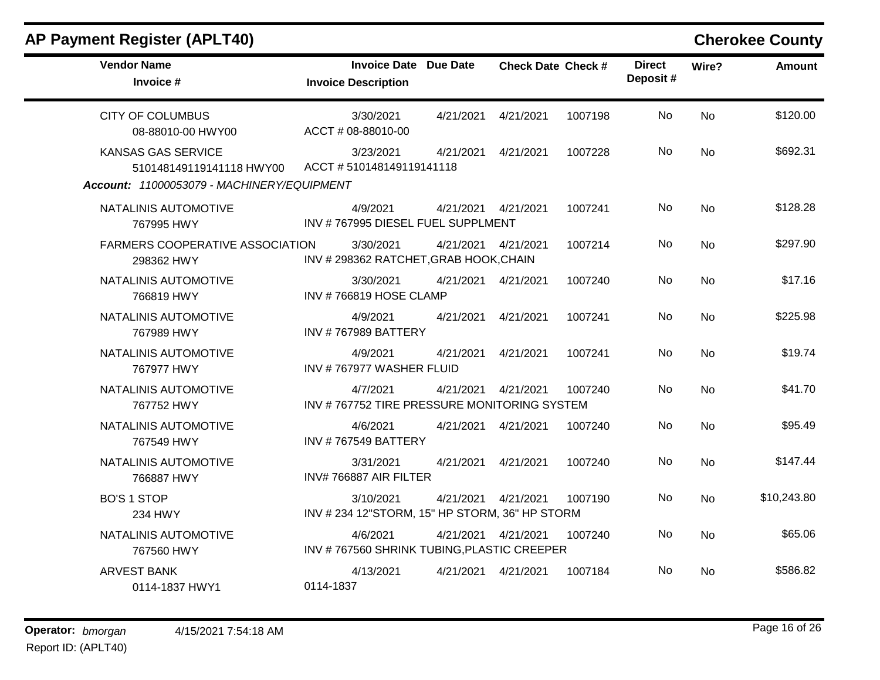# AP Payment Register (APLT40)

## Cherokee County

| Vendor Name / Invoice # | Invoice Date / Invoice Description | Due Date | Check Date | Check # | Direct Deposit # | Wire? | Amount |
|---|---|---|---|---|---|---|---|
| CITY OF COLUMBUS<br>08-88010-00 HWY00 | 3/30/2021<br>ACCT # 08-88010-00 | 4/21/2021 | 4/21/2021 | 1007198 | No | No | $120.00 |
| KANSAS GAS SERVICE<br>510148149119141118 HWY00 | 3/23/2021<br>ACCT # 510148149119141118 | 4/21/2021 | 4/21/2021 | 1007228 | No | No | $692.31 |

***Account:*** *11000053079 - MACHINERY/EQUIPMENT*

| Vendor Name / Invoice # | Invoice Date / Invoice Description | Due Date | Check Date | Check # | Direct Deposit # | Wire? | Amount |
|---|---|---|---|---|---|---|---|
| NATALINIS AUTOMOTIVE<br>767995 HWY | 4/9/2021<br>INV # 767995 DIESEL FUEL SUPPLMENT | 4/21/2021 | 4/21/2021 | 1007241 | No | No | $128.28 |
| FARMERS COOPERATIVE ASSOCIATION<br>298362 HWY | 3/30/2021<br>INV # 298362 RATCHET,GRAB HOOK,CHAIN | 4/21/2021 | 4/21/2021 | 1007214 | No | No | $297.90 |
| NATALINIS AUTOMOTIVE<br>766819 HWY | 3/30/2021<br>INV # 766819 HOSE CLAMP | 4/21/2021 | 4/21/2021 | 1007240 | No | No | $17.16 |
| NATALINIS AUTOMOTIVE<br>767989 HWY | 4/9/2021<br>INV # 767989 BATTERY | 4/21/2021 | 4/21/2021 | 1007241 | No | No | $225.98 |
| NATALINIS AUTOMOTIVE<br>767977 HWY | 4/9/2021<br>INV # 767977 WASHER FLUID | 4/21/2021 | 4/21/2021 | 1007241 | No | No | $19.74 |
| NATALINIS AUTOMOTIVE<br>767752 HWY | 4/7/2021<br>INV # 767752 TIRE PRESSURE MONITORING SYSTEM | 4/21/2021 | 4/21/2021 | 1007240 | No | No | $41.70 |
| NATALINIS AUTOMOTIVE<br>767549 HWY | 4/6/2021<br>INV # 767549 BATTERY | 4/21/2021 | 4/21/2021 | 1007240 | No | No | $95.49 |
| NATALINIS AUTOMOTIVE<br>766887 HWY | 3/31/2021<br>INV# 766887 AIR FILTER | 4/21/2021 | 4/21/2021 | 1007240 | No | No | $147.44 |
| BO'S 1 STOP<br>234 HWY | 3/10/2021<br>INV # 234 12"STORM, 15" HP STORM, 36" HP STORM | 4/21/2021 | 4/21/2021 | 1007190 | No | No | $10,243.80 |
| NATALINIS AUTOMOTIVE<br>767560 HWY | 4/6/2021<br>INV # 767560 SHRINK TUBING,PLASTIC CREEPER | 4/21/2021 | 4/21/2021 | 1007240 | No | No | $65.06 |
| ARVEST BANK<br>0114-1837 HWY1 | 4/13/2021<br>0114-1837 | 4/21/2021 | 4/21/2021 | 1007184 | No | No | $586.82 |

**Operator:** *bmorgan* 4/15/2021 7:54:18 AM

Report ID: (APLT40)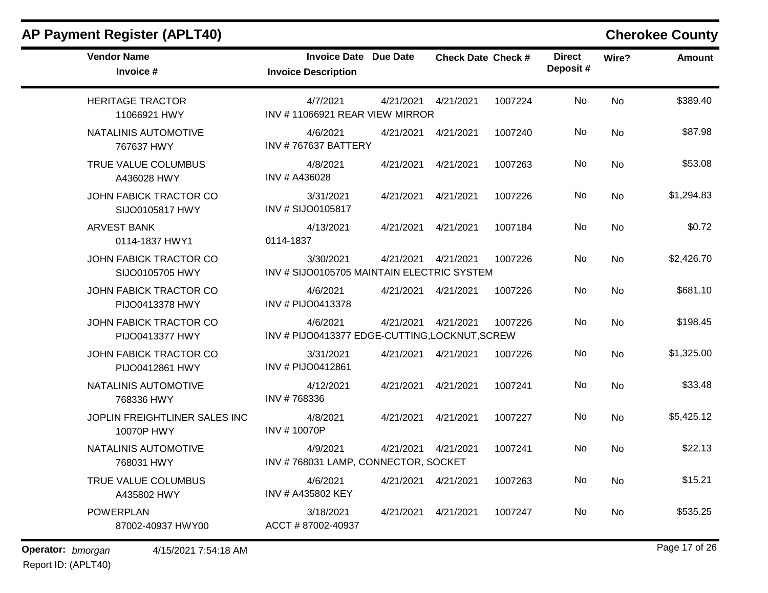## AP Payment Register (APLT40)

**Cherokee County**

| Vendor Name / Invoice # | Invoice Date / Invoice Description | Due Date | Check Date | Check # | Direct Deposit # | Wire? | Amount |
|---|---|---|---|---|---|---|---|
| HERITAGE TRACTOR<br>11066921 HWY | 4/7/2021<br>INV # 11066921 REAR VIEW MIRROR | 4/21/2021 | 4/21/2021 | 1007224 | No | No | $389.40 |
| NATALINIS AUTOMOTIVE<br>767637 HWY | 4/6/2021<br>INV # 767637 BATTERY | 4/21/2021 | 4/21/2021 | 1007240 | No | No | $87.98 |
| TRUE VALUE COLUMBUS<br>A436028 HWY | 4/8/2021<br>INV # A436028 | 4/21/2021 | 4/21/2021 | 1007263 | No | No | $53.08 |
| JOHN FABICK TRACTOR CO<br>SIJO0105817 HWY | 3/31/2021<br>INV # SIJO0105817 | 4/21/2021 | 4/21/2021 | 1007226 | No | No | $1,294.83 |
| ARVEST BANK<br>0114-1837 HWY1 | 4/13/2021<br>0114-1837 | 4/21/2021 | 4/21/2021 | 1007184 | No | No | $0.72 |
| JOHN FABICK TRACTOR CO<br>SIJO0105705 HWY | 3/30/2021<br>INV # SIJO0105705 MAINTAIN ELECTRIC SYSTEM | 4/21/2021 | 4/21/2021 | 1007226 | No | No | $2,426.70 |
| JOHN FABICK TRACTOR CO<br>PIJO0413378 HWY | 4/6/2021<br>INV # PIJO0413378 | 4/21/2021 | 4/21/2021 | 1007226 | No | No | $681.10 |
| JOHN FABICK TRACTOR CO<br>PIJO0413377 HWY | 4/6/2021<br>INV # PIJO0413377 EDGE-CUTTING,LOCKNUT,SCREW | 4/21/2021 | 4/21/2021 | 1007226 | No | No | $198.45 |
| JOHN FABICK TRACTOR CO<br>PIJO0412861 HWY | 3/31/2021<br>INV # PIJO0412861 | 4/21/2021 | 4/21/2021 | 1007226 | No | No | $1,325.00 |
| NATALINIS AUTOMOTIVE<br>768336 HWY | 4/12/2021<br>INV # 768336 | 4/21/2021 | 4/21/2021 | 1007241 | No | No | $33.48 |
| JOPLIN FREIGHTLINER SALES INC<br>10070P HWY | 4/8/2021<br>INV # 10070P | 4/21/2021 | 4/21/2021 | 1007227 | No | No | $5,425.12 |
| NATALINIS AUTOMOTIVE<br>768031 HWY | 4/9/2021<br>INV # 768031 LAMP, CONNECTOR, SOCKET | 4/21/2021 | 4/21/2021 | 1007241 | No | No | $22.13 |
| TRUE VALUE COLUMBUS<br>A435802 HWY | 4/6/2021<br>INV # A435802 KEY | 4/21/2021 | 4/21/2021 | 1007263 | No | No | $15.21 |
| POWERPLAN<br>87002-40937 HWY00 | 3/18/2021<br>ACCT # 87002-40937 | 4/21/2021 | 4/21/2021 | 1007247 | No | No | $535.25 |

**Operator:** *bmorgan* 4/15/2021 7:54:18 AM

Report ID: (APLT40)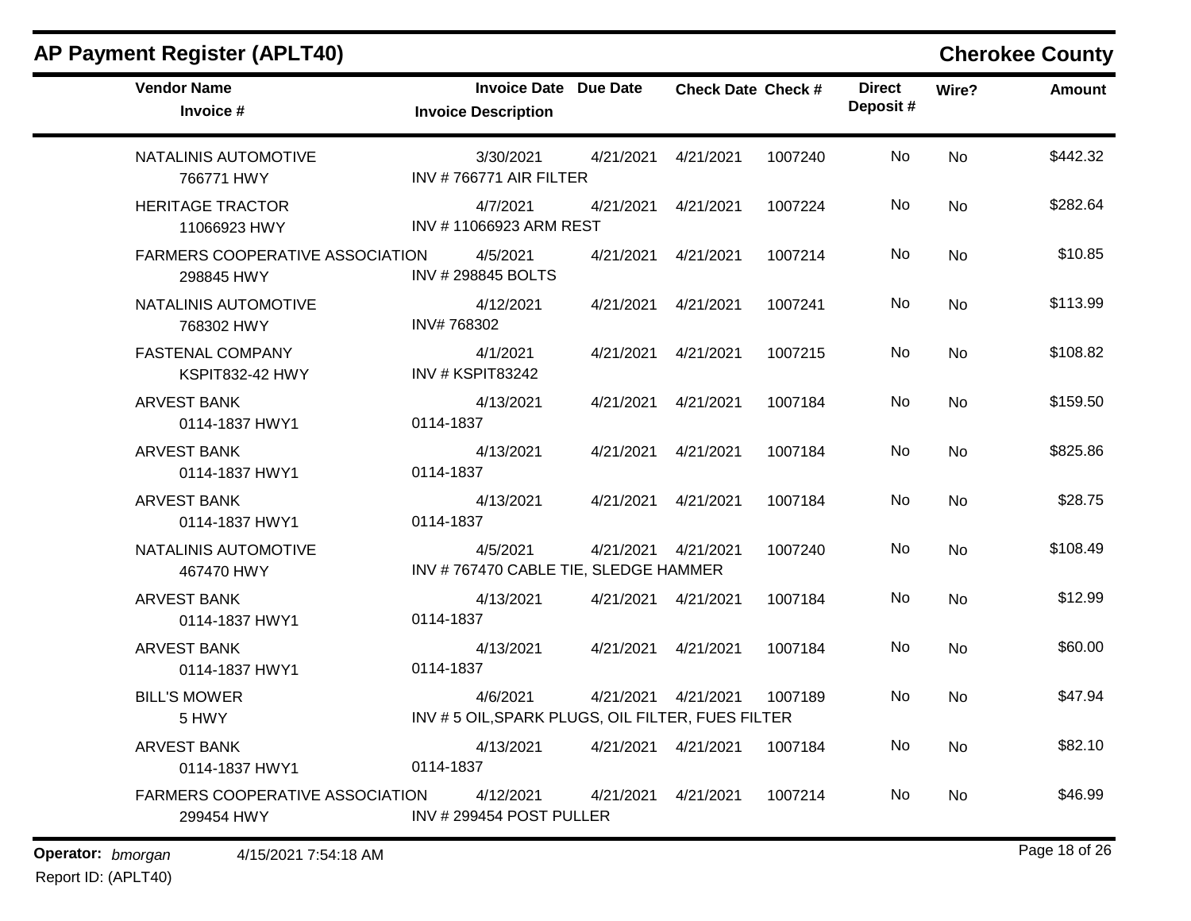## AP Payment Register (APLT40)

**Cherokee County**

| Vendor Name<br>Invoice # | Invoice Date<br>Invoice Description | Due Date | Check Date | Check # | Direct Deposit # | Wire? | Amount |
|---|---|---|---|---|---|---|---|
| NATALINIS AUTOMOTIVE<br>766771 HWY | 3/30/2021<br>INV # 766771 AIR FILTER | 4/21/2021 | 4/21/2021 | 1007240 | No | No | $442.32 |
| HERITAGE TRACTOR<br>11066923 HWY | 4/7/2021<br>INV # 11066923 ARM REST | 4/21/2021 | 4/21/2021 | 1007224 | No | No | $282.64 |
| FARMERS COOPERATIVE ASSOCIATION<br>298845 HWY | 4/5/2021<br>INV # 298845 BOLTS | 4/21/2021 | 4/21/2021 | 1007214 | No | No | $10.85 |
| NATALINIS AUTOMOTIVE<br>768302 HWY | 4/12/2021<br>INV# 768302 | 4/21/2021 | 4/21/2021 | 1007241 | No | No | $113.99 |
| FASTENAL COMPANY<br>KSPIT832-42 HWY | 4/1/2021<br>INV # KSPIT83242 | 4/21/2021 | 4/21/2021 | 1007215 | No | No | $108.82 |
| ARVEST BANK<br>0114-1837 HWY1 | 4/13/2021<br>0114-1837 | 4/21/2021 | 4/21/2021 | 1007184 | No | No | $159.50 |
| ARVEST BANK<br>0114-1837 HWY1 | 4/13/2021<br>0114-1837 | 4/21/2021 | 4/21/2021 | 1007184 | No | No | $825.86 |
| ARVEST BANK<br>0114-1837 HWY1 | 4/13/2021<br>0114-1837 | 4/21/2021 | 4/21/2021 | 1007184 | No | No | $28.75 |
| NATALINIS AUTOMOTIVE<br>467470 HWY | 4/5/2021<br>INV # 767470 CABLE TIE, SLEDGE HAMMER | 4/21/2021 | 4/21/2021 | 1007240 | No | No | $108.49 |
| ARVEST BANK<br>0114-1837 HWY1 | 4/13/2021<br>0114-1837 | 4/21/2021 | 4/21/2021 | 1007184 | No | No | $12.99 |
| ARVEST BANK<br>0114-1837 HWY1 | 4/13/2021<br>0114-1837 | 4/21/2021 | 4/21/2021 | 1007184 | No | No | $60.00 |
| BILL'S MOWER<br>5 HWY | 4/6/2021<br>INV # 5 OIL,SPARK PLUGS, OIL FILTER, FUES FILTER | 4/21/2021 | 4/21/2021 | 1007189 | No | No | $47.94 |
| ARVEST BANK<br>0114-1837 HWY1 | 4/13/2021<br>0114-1837 | 4/21/2021 | 4/21/2021 | 1007184 | No | No | $82.10 |
| FARMERS COOPERATIVE ASSOCIATION<br>299454 HWY | 4/12/2021<br>INV # 299454 POST PULLER | 4/21/2021 | 4/21/2021 | 1007214 | No | No | $46.99 |

**Operator:** *bmorgan* 4/15/2021 7:54:18 AM

Report ID: (APLT40)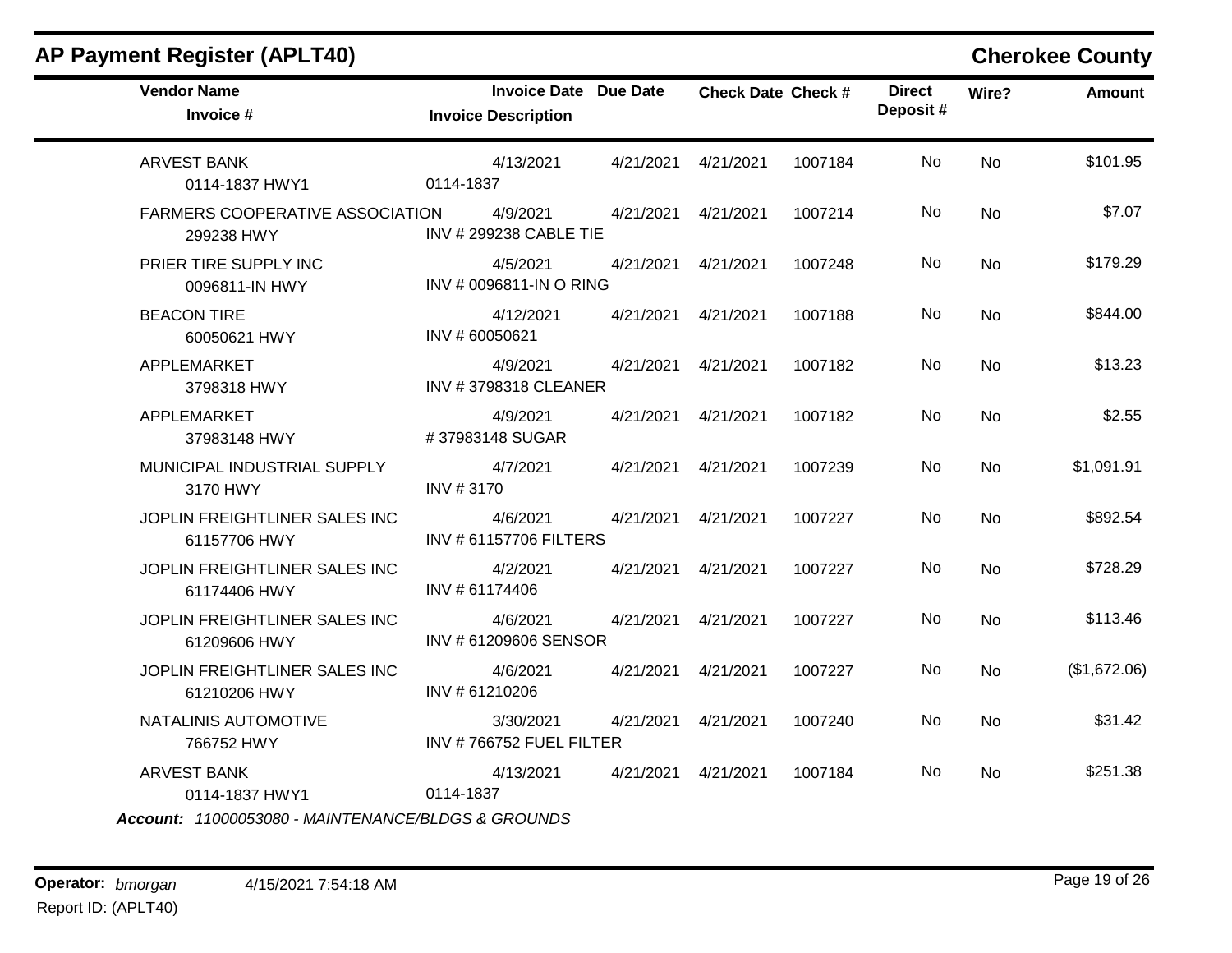## AP Payment Register (APLT40)

**Cherokee County**

| Vendor Name / Invoice # | Invoice Date / Invoice Description | Due Date | Check Date | Check # | Direct Deposit # | Wire? | Amount |
|---|---|---|---|---|---|---|---|
| ARVEST BANK<br>0114-1837 HWY1 | 4/13/2021<br>0114-1837 | 4/21/2021 | 4/21/2021 | 1007184 | No | No | $101.95 |
| FARMERS COOPERATIVE ASSOCIATION<br>299238 HWY | 4/9/2021<br>INV # 299238 CABLE TIE | 4/21/2021 | 4/21/2021 | 1007214 | No | No | $7.07 |
| PRIER TIRE SUPPLY INC<br>0096811-IN HWY | 4/5/2021<br>INV # 0096811-IN O RING | 4/21/2021 | 4/21/2021 | 1007248 | No | No | $179.29 |
| BEACON TIRE<br>60050621 HWY | 4/12/2021<br>INV # 60050621 | 4/21/2021 | 4/21/2021 | 1007188 | No | No | $844.00 |
| APPLEMARKET<br>3798318 HWY | 4/9/2021<br>INV # 3798318 CLEANER | 4/21/2021 | 4/21/2021 | 1007182 | No | No | $13.23 |
| APPLEMARKET<br>37983148 HWY | 4/9/2021<br># 37983148 SUGAR | 4/21/2021 | 4/21/2021 | 1007182 | No | No | $2.55 |
| MUNICIPAL INDUSTRIAL SUPPLY<br>3170 HWY | 4/7/2021<br>INV # 3170 | 4/21/2021 | 4/21/2021 | 1007239 | No | No | $1,091.91 |
| JOPLIN FREIGHTLINER SALES INC<br>61157706 HWY | 4/6/2021<br>INV # 61157706 FILTERS | 4/21/2021 | 4/21/2021 | 1007227 | No | No | $892.54 |
| JOPLIN FREIGHTLINER SALES INC<br>61174406 HWY | 4/2/2021<br>INV # 61174406 | 4/21/2021 | 4/21/2021 | 1007227 | No | No | $728.29 |
| JOPLIN FREIGHTLINER SALES INC<br>61209606 HWY | 4/6/2021<br>INV # 61209606 SENSOR | 4/21/2021 | 4/21/2021 | 1007227 | No | No | $113.46 |
| JOPLIN FREIGHTLINER SALES INC<br>61210206 HWY | 4/6/2021<br>INV # 61210206 | 4/21/2021 | 4/21/2021 | 1007227 | No | No | ($1,672.06) |
| NATALINIS AUTOMOTIVE<br>766752 HWY | 3/30/2021<br>INV # 766752 FUEL FILTER | 4/21/2021 | 4/21/2021 | 1007240 | No | No | $31.42 |
| ARVEST BANK<br>0114-1837 HWY1 | 4/13/2021<br>0114-1837 | 4/21/2021 | 4/21/2021 | 1007184 | No | No | $251.38 |

***Account:*** *11000053080 - MAINTENANCE/BLDGS & GROUNDS*

**Operator:** *bmorgan* 4/15/2021 7:54:18 AM
Report ID: (APLT40)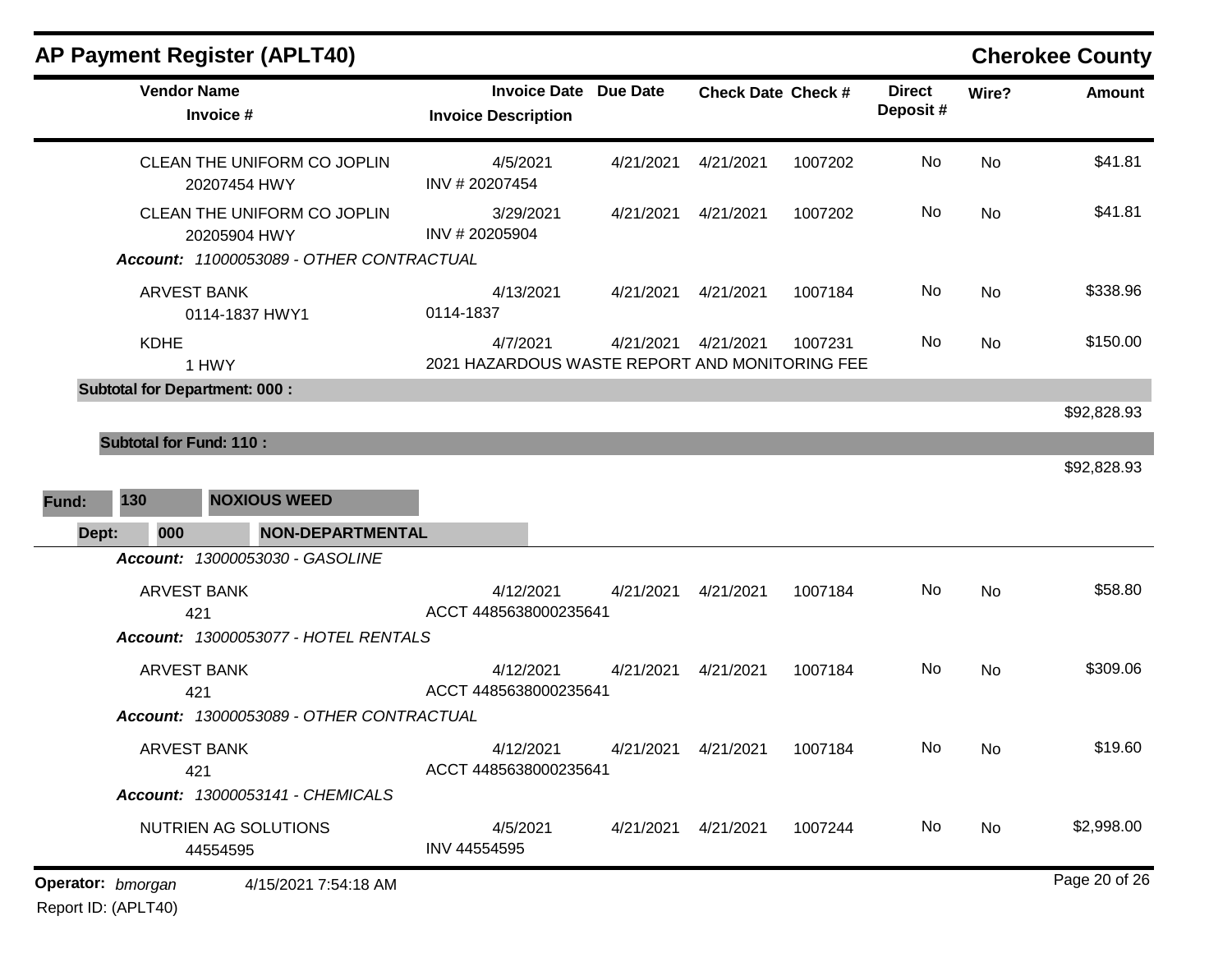## AP Payment Register (APLT40)

**Cherokee County**

| Vendor Name / Invoice # | Invoice Date / Invoice Description | Due Date | Check Date | Check # | Direct Deposit # | Wire? | Amount |
|---|---|---|---|---|---|---|---|
| CLEAN THE UNIFORM CO JOPLIN<br>20207454 HWY | 4/5/2021<br>INV # 20207454 | 4/21/2021 | 4/21/2021 | 1007202 | No | No | $41.81 |
| CLEAN THE UNIFORM CO JOPLIN<br>20205904 HWY | 3/29/2021<br>INV # 20205904 | 4/21/2021 | 4/21/2021 | 1007202 | No | No | $41.81 |
| ***Account:*** *11000053089 - OTHER CONTRACTUAL* | | | | | | | |
| ARVEST BANK<br>0114-1837 HWY1 | 4/13/2021<br>0114-1837 | 4/21/2021 | 4/21/2021 | 1007184 | No | No | $338.96 |
| KDHE<br>1 HWY | 4/7/2021<br>2021 HAZARDOUS WASTE REPORT AND MONITORING FEE | 4/21/2021 | 4/21/2021 | 1007231 | No | No | $150.00 |
| **Subtotal for Department: 000 :** | | | | | | | $92,828.93 |
| **Subtotal for Fund: 110 :** | | | | | | | $92,828.93 |

**Fund: 130 NOXIOUS WEED**

**Dept: 000 NON-DEPARTMENTAL**

| Vendor Name / Invoice # | Invoice Date / Invoice Description | Due Date | Check Date | Check # | Direct Deposit # | Wire? | Amount |
|---|---|---|---|---|---|---|---|
| ***Account:*** *13000053030 - GASOLINE* | | | | | | | |
| ARVEST BANK<br>421 | 4/12/2021<br>ACCT 4485638000235641 | 4/21/2021 | 4/21/2021 | 1007184 | No | No | $58.80 |
| ***Account:*** *13000053077 - HOTEL RENTALS* | | | | | | | |
| ARVEST BANK<br>421 | 4/12/2021<br>ACCT 4485638000235641 | 4/21/2021 | 4/21/2021 | 1007184 | No | No | $309.06 |
| ***Account:*** *13000053089 - OTHER CONTRACTUAL* | | | | | | | |
| ARVEST BANK<br>421 | 4/12/2021<br>ACCT 4485638000235641 | 4/21/2021 | 4/21/2021 | 1007184 | No | No | $19.60 |
| ***Account:*** *13000053141 - CHEMICALS* | | | | | | | |
| NUTRIEN AG SOLUTIONS<br>44554595 | 4/5/2021<br>INV 44554595 | 4/21/2021 | 4/21/2021 | 1007244 | No | No | $2,998.00 |

**Operator:** *bmorgan* 4/15/2021 7:54:18 AM

Report ID: (APLT40)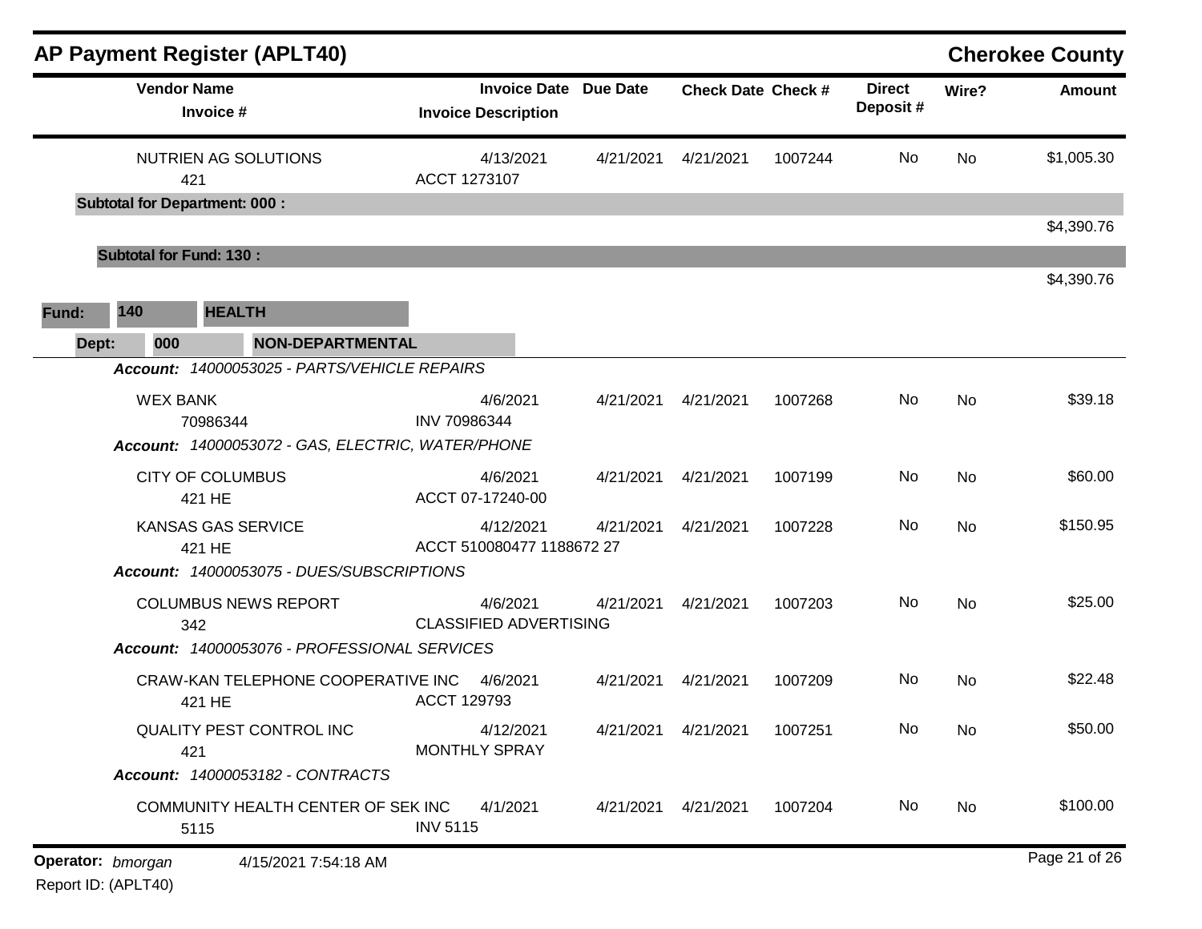## AP Payment Register (APLT40)

**Cherokee County**

| Vendor Name / Invoice # | Invoice Date / Invoice Description | Due Date | Check Date | Check # | Direct Deposit # | Wire? | Amount |
|---|---|---|---|---|---|---|---|
| NUTRIEN AG SOLUTIONS<br>421 | 4/13/2021<br>ACCT 1273107 | 4/21/2021 | 4/21/2021 | 1007244 | No | No | $1,005.30 |
| **Subtotal for Department: 000 :** | | | | | | | $4,390.76 |
| **Subtotal for Fund: 130 :** | | | | | | | $4,390.76 |

**Fund: 140 HEALTH**

**Dept: 000 NON-DEPARTMENTAL**

| Vendor Name / Invoice # | Invoice Date / Invoice Description | Due Date | Check Date | Check # | Direct Deposit # | Wire? | Amount |
|---|---|---|---|---|---|---|---|
| ***Account: 14000053025 - PARTS/VEHICLE REPAIRS*** | | | | | | | |
| WEX BANK<br>70986344 | 4/6/2021<br>INV 70986344 | 4/21/2021 | 4/21/2021 | 1007268 | No | No | $39.18 |
| ***Account: 14000053072 - GAS, ELECTRIC, WATER/PHONE*** | | | | | | | |
| CITY OF COLUMBUS<br>421 HE | 4/6/2021<br>ACCT 07-17240-00 | 4/21/2021 | 4/21/2021 | 1007199 | No | No | $60.00 |
| KANSAS GAS SERVICE<br>421 HE | 4/12/2021<br>ACCT 510080477 1188672 27 | 4/21/2021 | 4/21/2021 | 1007228 | No | No | $150.95 |
| ***Account: 14000053075 - DUES/SUBSCRIPTIONS*** | | | | | | | |
| COLUMBUS NEWS REPORT<br>342 | 4/6/2021<br>CLASSIFIED ADVERTISING | 4/21/2021 | 4/21/2021 | 1007203 | No | No | $25.00 |
| ***Account: 14000053076 - PROFESSIONAL SERVICES*** | | | | | | | |
| CRAW-KAN TELEPHONE COOPERATIVE INC<br>421 HE | 4/6/2021<br>ACCT 129793 | 4/21/2021 | 4/21/2021 | 1007209 | No | No | $22.48 |
| QUALITY PEST CONTROL INC<br>421 | 4/12/2021<br>MONTHLY SPRAY | 4/21/2021 | 4/21/2021 | 1007251 | No | No | $50.00 |
| ***Account: 14000053182 - CONTRACTS*** | | | | | | | |
| COMMUNITY HEALTH CENTER OF SEK INC<br>5115 | 4/1/2021<br>INV 5115 | 4/21/2021 | 4/21/2021 | 1007204 | No | No | $100.00 |

**Operator:** *bmorgan* 4/15/2021 7:54:18 AM

Report ID: (APLT40)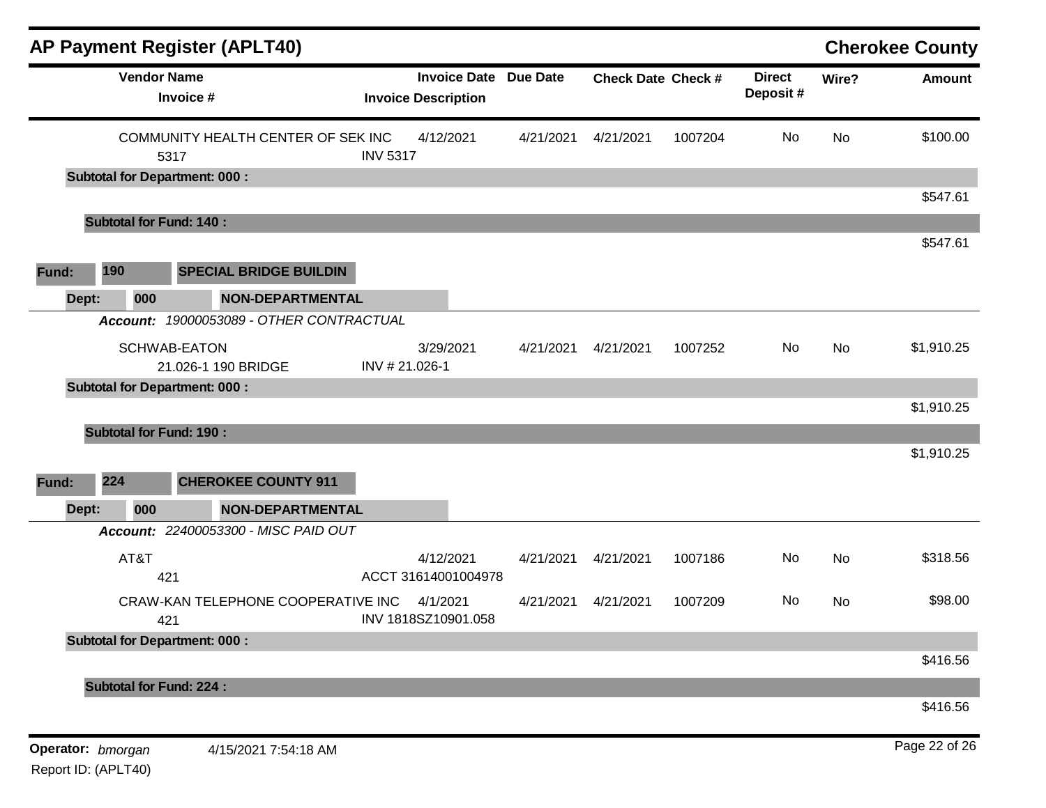## AP Payment Register (APLT40)

**Cherokee County**

| Vendor Name / Invoice # | Invoice Date / Invoice Description | Due Date | Check Date | Check # | Direct Deposit # | Wire? | Amount |
|---|---|---|---|---|---|---|---|
| COMMUNITY HEALTH CENTER OF SEK INC<br>5317 | 4/12/2021<br>INV 5317 | 4/21/2021 | 4/21/2021 | 1007204 | No | No | $100.00 |
| **Subtotal for Department: 000 :** | | | | | | | $547.61 |
| **Subtotal for Fund: 140 :** | | | | | | | $547.61 |

**Fund:** 190 **SPECIAL BRIDGE BUILDIN**

**Dept:** 000 **NON-DEPARTMENTAL**

***Account:*** *19000053089 - OTHER CONTRACTUAL*

| Vendor Name / Invoice # | Invoice Date / Invoice Description | Due Date | Check Date | Check # | Direct Deposit # | Wire? | Amount |
|---|---|---|---|---|---|---|---|
| SCHWAB-EATON<br>21.026-1 190 BRIDGE | 3/29/2021<br>INV # 21.026-1 | 4/21/2021 | 4/21/2021 | 1007252 | No | No | $1,910.25 |
| **Subtotal for Department: 000 :** | | | | | | | $1,910.25 |
| **Subtotal for Fund: 190 :** | | | | | | | $1,910.25 |

**Fund:** 224 **CHEROKEE COUNTY 911**

**Dept:** 000 **NON-DEPARTMENTAL**

***Account:*** *22400053300 - MISC PAID OUT*

| Vendor Name / Invoice # | Invoice Date / Invoice Description | Due Date | Check Date | Check # | Direct Deposit # | Wire? | Amount |
|---|---|---|---|---|---|---|---|
| AT&T<br>421 | 4/12/2021<br>ACCT 31614001004978 | 4/21/2021 | 4/21/2021 | 1007186 | No | No | $318.56 |
| CRAW-KAN TELEPHONE COOPERATIVE INC<br>421 | 4/1/2021<br>INV 1818SZ10901.058 | 4/21/2021 | 4/21/2021 | 1007209 | No | No | $98.00 |
| **Subtotal for Department: 000 :** | | | | | | | $416.56 |
| **Subtotal for Fund: 224 :** | | | | | | | $416.56 |

**Operator:** *bmorgan* 4/15/2021 7:54:18 AM

Report ID: (APLT40)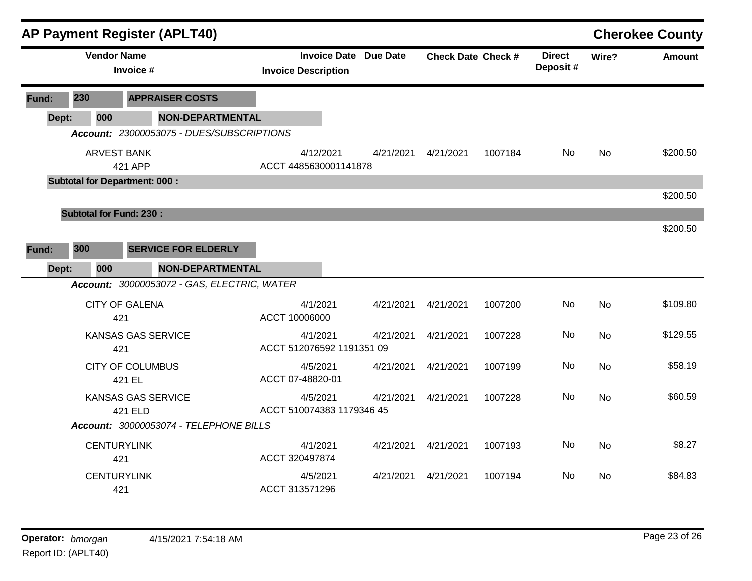# AP Payment Register (APLT40)

## Cherokee County

| Vendor Name / Invoice # | Invoice Date / Invoice Description | Due Date | Check Date | Check # | Direct Deposit # | Wire? | Amount |
|---|---|---|---|---|---|---|---|
| **Fund: 230 APPRAISER COSTS** | | | | | | | |
| **Dept: 000 NON-DEPARTMENTAL** | | | | | | | |
| ***Account: 23000053075 - DUES/SUBSCRIPTIONS*** | | | | | | | |
| ARVEST BANK<br>421 APP | 4/12/2021<br>ACCT 4485630001141878 | 4/21/2021 | 4/21/2021 | 1007184 | No | No | $200.50 |
| **Subtotal for Department: 000 :** | | | | | | | $200.50 |
| **Subtotal for Fund: 230 :** | | | | | | | $200.50 |
| **Fund: 300 SERVICE FOR ELDERLY** | | | | | | | |
| **Dept: 000 NON-DEPARTMENTAL** | | | | | | | |
| ***Account: 30000053072 - GAS, ELECTRIC, WATER*** | | | | | | | |
| CITY OF GALENA<br>421 | 4/1/2021<br>ACCT 10006000 | 4/21/2021 | 4/21/2021 | 1007200 | No | No | $109.80 |
| KANSAS GAS SERVICE<br>421 | 4/1/2021<br>ACCT 512076592 1191351 09 | 4/21/2021 | 4/21/2021 | 1007228 | No | No | $129.55 |
| CITY OF COLUMBUS<br>421 EL | 4/5/2021<br>ACCT 07-48820-01 | 4/21/2021 | 4/21/2021 | 1007199 | No | No | $58.19 |
| KANSAS GAS SERVICE<br>421 ELD | 4/5/2021<br>ACCT 510074383 1179346 45 | 4/21/2021 | 4/21/2021 | 1007228 | No | No | $60.59 |
| ***Account: 30000053074 - TELEPHONE BILLS*** | | | | | | | |
| CENTURYLINK<br>421 | 4/1/2021<br>ACCT 320497874 | 4/21/2021 | 4/21/2021 | 1007193 | No | No | $8.27 |
| CENTURYLINK<br>421 | 4/5/2021<br>ACCT 313571296 | 4/21/2021 | 4/21/2021 | 1007194 | No | No | $84.83 |

**Operator:** *bmorgan* 4/15/2021 7:54:18 AM

Report ID: (APLT40)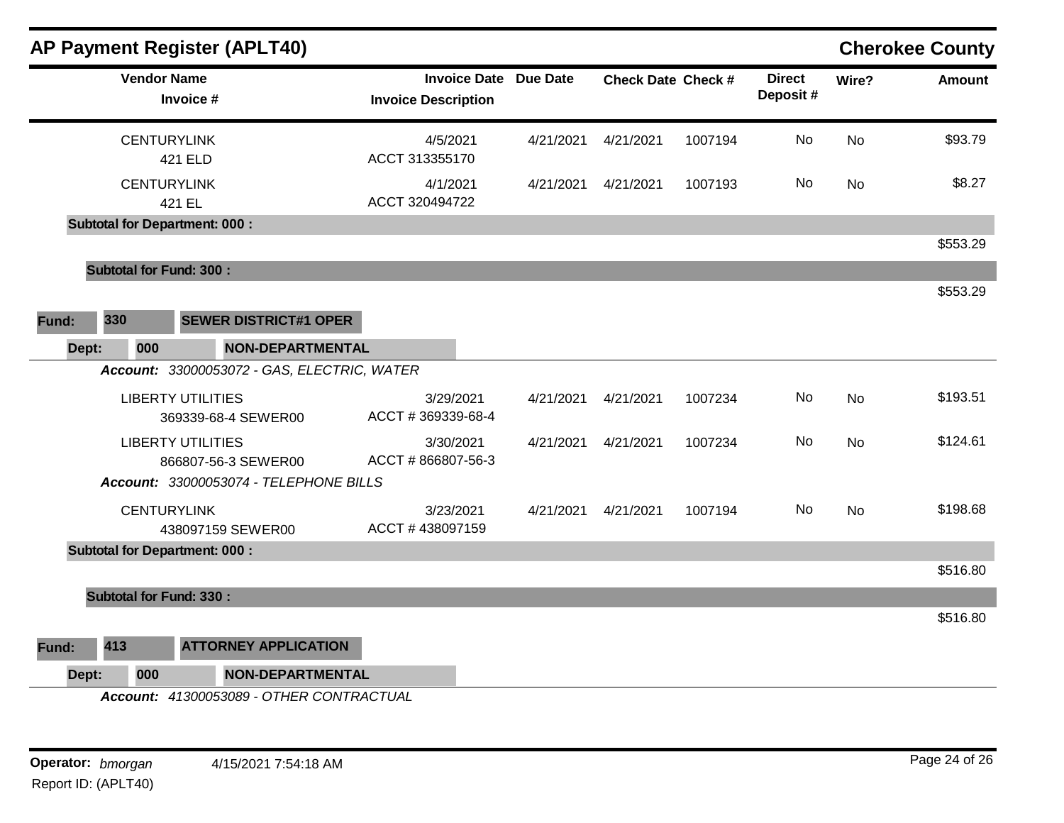## AP Payment Register (APLT40)

**Cherokee County**

| Vendor Name / Invoice # | Invoice Date / Invoice Description | Due Date | Check Date | Check # | Direct Deposit # | Wire? | Amount |
|---|---|---|---|---|---|---|---|
| CENTURYLINK<br>421 ELD | 4/5/2021<br>ACCT 313355170 | 4/21/2021 | 4/21/2021 | 1007194 | No | No | $93.79 |
| CENTURYLINK<br>421 EL | 4/1/2021<br>ACCT 320494722 | 4/21/2021 | 4/21/2021 | 1007193 | No | No | $8.27 |
| **Subtotal for Department: 000 :** | | | | | | | $553.29 |
| **Subtotal for Fund: 300 :** | | | | | | | $553.29 |

**Fund: 330 SEWER DISTRICT#1 OPER**

**Dept: 000 NON-DEPARTMENTAL**

***Account:*** *33000053072 - GAS, ELECTRIC, WATER*

| Vendor Name / Invoice # | Invoice Date / Invoice Description | Due Date | Check Date | Check # | Direct Deposit # | Wire? | Amount |
|---|---|---|---|---|---|---|---|
| LIBERTY UTILITIES<br>369339-68-4 SEWER00 | 3/29/2021<br>ACCT # 369339-68-4 | 4/21/2021 | 4/21/2021 | 1007234 | No | No | $193.51 |
| LIBERTY UTILITIES<br>866807-56-3 SEWER00 | 3/30/2021<br>ACCT # 866807-56-3 | 4/21/2021 | 4/21/2021 | 1007234 | No | No | $124.61 |

***Account:*** *33000053074 - TELEPHONE BILLS*

| Vendor Name / Invoice # | Invoice Date / Invoice Description | Due Date | Check Date | Check # | Direct Deposit # | Wire? | Amount |
|---|---|---|---|---|---|---|---|
| CENTURYLINK<br>438097159 SEWER00 | 3/23/2021<br>ACCT # 438097159 | 4/21/2021 | 4/21/2021 | 1007194 | No | No | $198.68 |
| **Subtotal for Department: 000 :** | | | | | | | $516.80 |
| **Subtotal for Fund: 330 :** | | | | | | | $516.80 |

**Fund: 413 ATTORNEY APPLICATION**

**Dept: 000 NON-DEPARTMENTAL**

***Account:*** *41300053089 - OTHER CONTRACTUAL*

**Operator:** *bmorgan* 4/15/2021 7:54:18 AM

Report ID: (APLT40)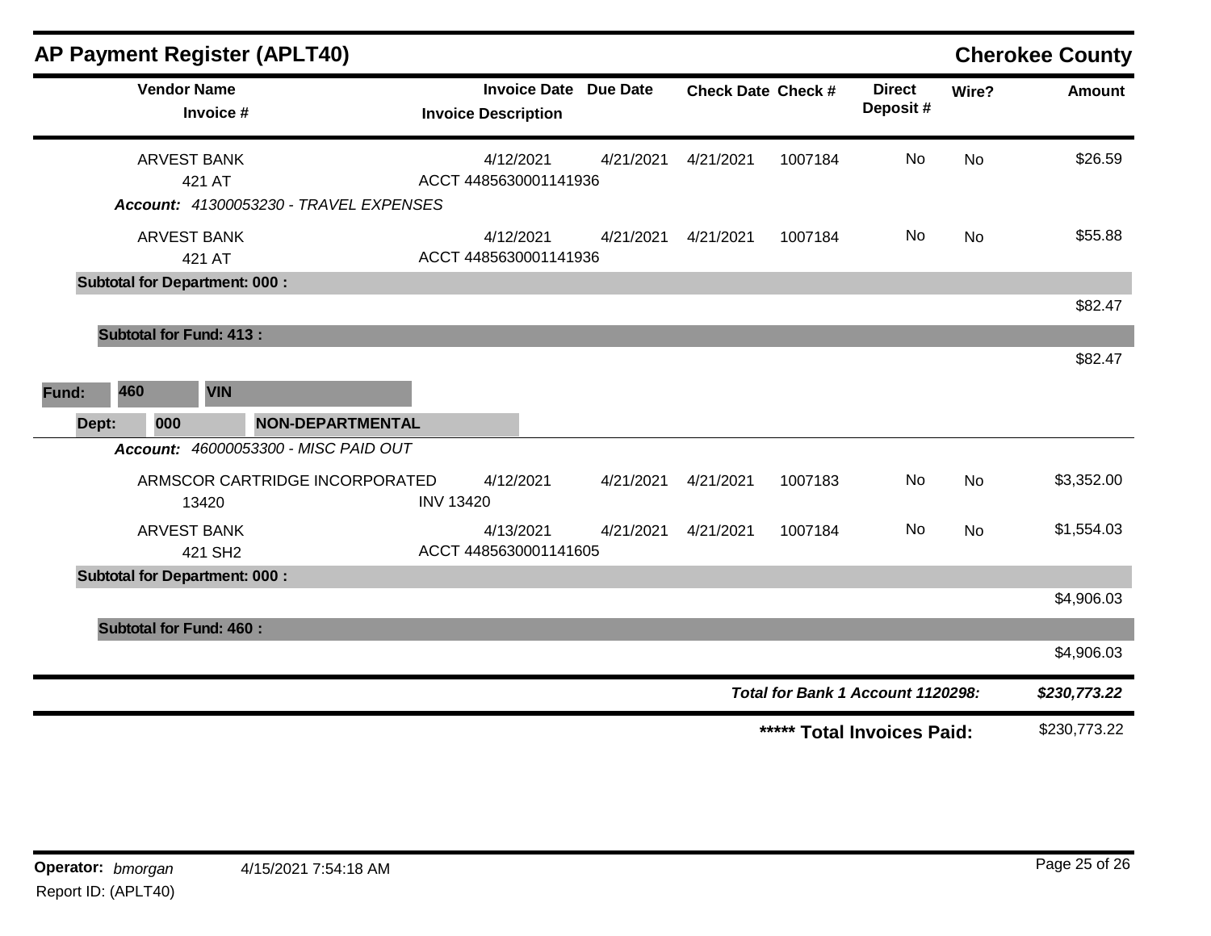## AP Payment Register (APLT40)

**Cherokee County**

| Vendor Name / Invoice # | Invoice Date / Invoice Description | Due Date | Check Date | Check # | Direct Deposit # | Wire? | Amount |
|---|---|---|---|---|---|---|---|
| ARVEST BANK<br>421 AT | 4/12/2021<br>ACCT 4485630001141936 | 4/21/2021 | 4/21/2021 | 1007184 | No | No | $26.59 |
| ***Account:*** *41300053230 - TRAVEL EXPENSES* | | | | | | | |
| ARVEST BANK<br>421 AT | 4/12/2021<br>ACCT 4485630001141936 | 4/21/2021 | 4/21/2021 | 1007184 | No | No | $55.88 |
| **Subtotal for Department: 000 :** | | | | | | | $82.47 |
| **Subtotal for Fund: 413 :** | | | | | | | $82.47 |

**Fund:** 460 VIN

**Dept:** 000 NON-DEPARTMENTAL

***Account:*** *46000053300 - MISC PAID OUT*

| Vendor Name / Invoice # | Invoice Date / Invoice Description | Due Date | Check Date | Check # | Direct Deposit # | Wire? | Amount |
|---|---|---|---|---|---|---|---|
| ARMSCOR CARTRIDGE INCORPORATED<br>13420 | 4/12/2021<br>INV 13420 | 4/21/2021 | 4/21/2021 | 1007183 | No | No | $3,352.00 |
| ARVEST BANK<br>421 SH2 | 4/13/2021<br>ACCT 4485630001141605 | 4/21/2021 | 4/21/2021 | 1007184 | No | No | $1,554.03 |
| **Subtotal for Department: 000 :** | | | | | | | $4,906.03 |
| **Subtotal for Fund: 460 :** | | | | | | | $4,906.03 |

***Total for Bank 1 Account 1120298:*** ***$230,773.22***

**\*\*\*\*\* Total Invoices Paid:** $230,773.22

**Operator:** *bmorgan* 4/15/2021 7:54:18 AM

Report ID: (APLT40)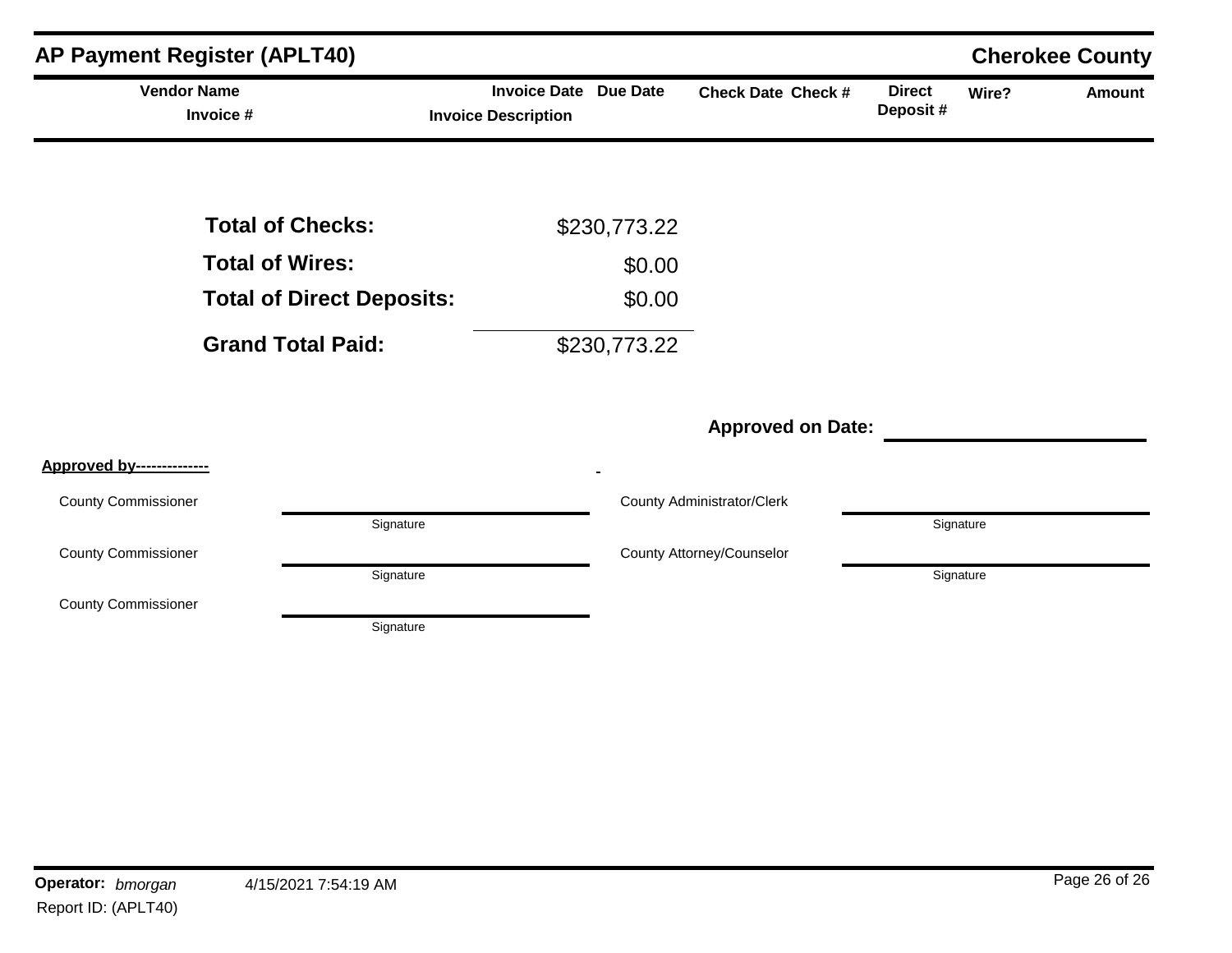## AP Payment Register (APLT40)

**Cherokee County**

| Vendor Name / Invoice # | Invoice Date / Invoice Description | Due Date | Check Date | Check # | Direct Deposit # | Wire? | Amount |
|---|---|---|---|---|---|---|---|

| | |
|---|---|
| **Total of Checks:** | $230,773.22 |
| **Total of Wires:** | $0.00 |
| **Total of Direct Deposits:** | $0.00 |
| **Grand Total Paid:** | $230,773.22 |

**Approved on Date:** ______________________

**Approved by-------------**

County Commissioner ______________________
Signature

County Administrator/Clerk ______________________
Signature

County Commissioner ______________________
Signature

County Attorney/Counselor ______________________
Signature

County Commissioner ______________________
Signature

**Operator:** *bmorgan* 4/15/2021 7:54:19 AM

Report ID: (APLT40)